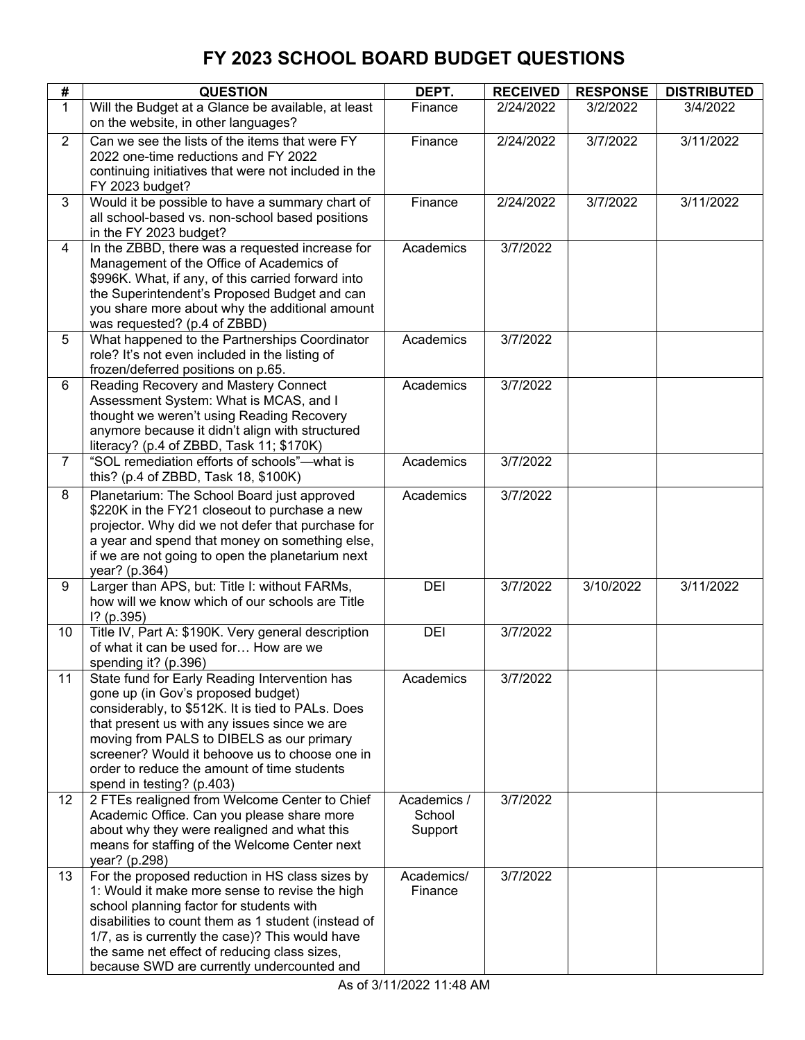# FY 2023 SCHOOL BOARD BUDGET QUESTIONS

| # | QUESTION | DEPT. | RECEIVED | RESPONSE | DISTRIBUTED |
|---|---|---|---|---|---|
| 1 | Will the Budget at a Glance be available, at least on the website, in other languages? | Finance | 2/24/2022 | 3/2/2022 | 3/4/2022 |
| 2 | Can we see the lists of the items that were FY 2022 one-time reductions and FY 2022 continuing initiatives that were not included in the FY 2023 budget? | Finance | 2/24/2022 | 3/7/2022 | 3/11/2022 |
| 3 | Would it be possible to have a summary chart of all school-based vs. non-school based positions in the FY 2023 budget? | Finance | 2/24/2022 | 3/7/2022 | 3/11/2022 |
| 4 | In the ZBBD, there was a requested increase for Management of the Office of Academics of $996K. What, if any, of this carried forward into the Superintendent's Proposed Budget and can you share more about why the additional amount was requested? (p.4 of ZBBD) | Academics | 3/7/2022 | | |
| 5 | What happened to the Partnerships Coordinator role? It's not even included in the listing of frozen/deferred positions on p.65. | Academics | 3/7/2022 | | |
| 6 | Reading Recovery and Mastery Connect Assessment System: What is MCAS, and I thought we weren't using Reading Recovery anymore because it didn't align with structured literacy? (p.4 of ZBBD, Task 11; $170K) | Academics | 3/7/2022 | | |
| 7 | "SOL remediation efforts of schools"—what is this? (p.4 of ZBBD, Task 18, $100K) | Academics | 3/7/2022 | | |
| 8 | Planetarium: The School Board just approved $220K in the FY21 closeout to purchase a new projector. Why did we not defer that purchase for a year and spend that money on something else, if we are not going to open the planetarium next year? (p.364) | Academics | 3/7/2022 | | |
| 9 | Larger than APS, but: Title I: without FARMs, how will we know which of our schools are Title I? (p.395) | DEI | 3/7/2022 | 3/10/2022 | 3/11/2022 |
| 10 | Title IV, Part A: $190K. Very general description of what it can be used for… How are we spending it? (p.396) | DEI | 3/7/2022 | | |
| 11 | State fund for Early Reading Intervention has gone up (in Gov's proposed budget) considerably, to $512K. It is tied to PALs. Does that present us with any issues since we are moving from PALS to DIBELS as our primary screener? Would it behoove us to choose one in order to reduce the amount of time students spend in testing? (p.403) | Academics | 3/7/2022 | | |
| 12 | 2 FTEs realigned from Welcome Center to Chief Academic Office. Can you please share more about why they were realigned and what this means for staffing of the Welcome Center next year? (p.298) | Academics / School Support | 3/7/2022 | | |
| 13 | For the proposed reduction in HS class sizes by 1: Would it make more sense to revise the high school planning factor for students with disabilities to count them as 1 student (instead of 1/7, as is currently the case)? This would have the same net effect of reducing class sizes, because SWD are currently undercounted and | Academics/ Finance | 3/7/2022 | | |

As of 3/11/2022 11:48 AM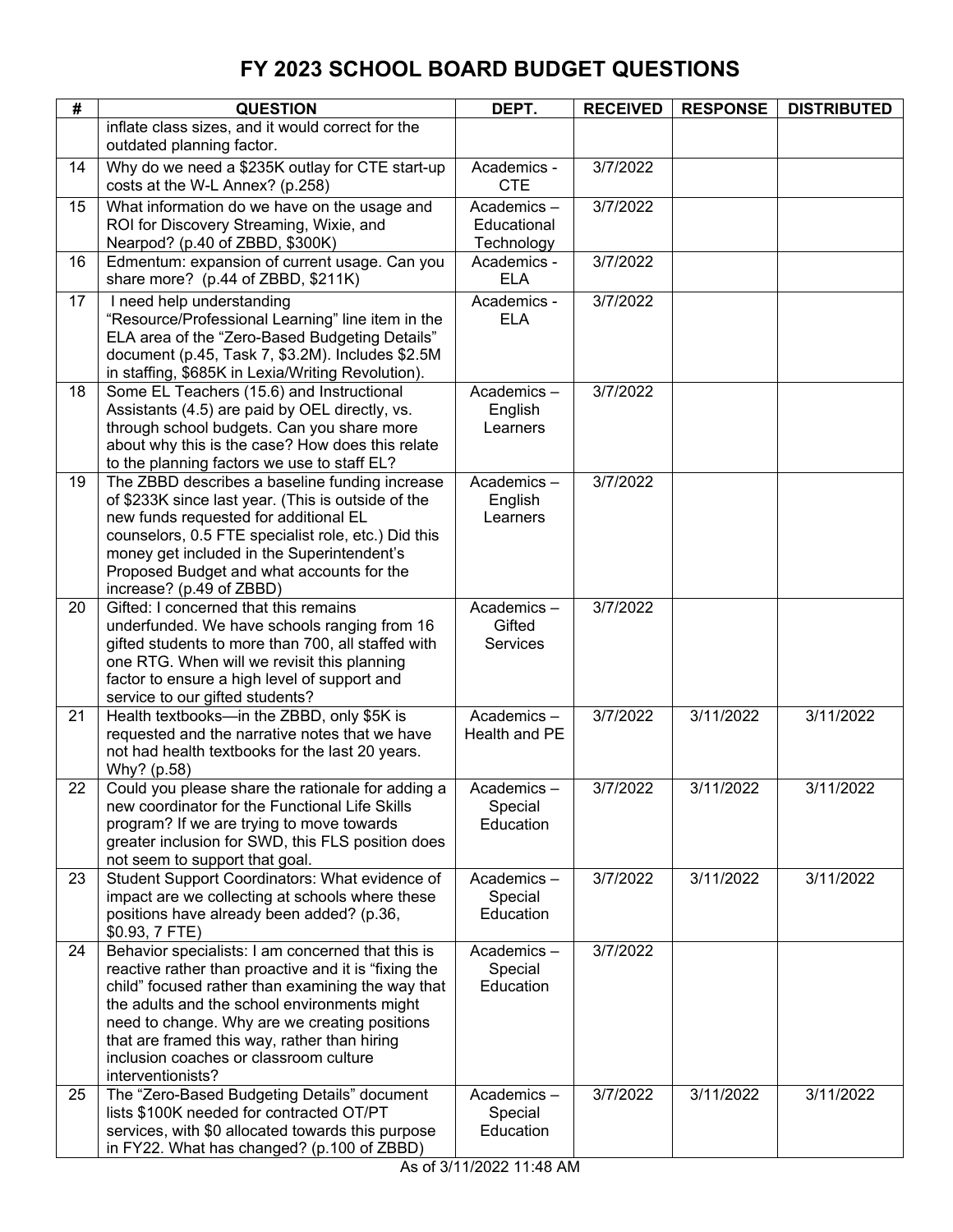# FY 2023 SCHOOL BOARD BUDGET QUESTIONS

| # | QUESTION | DEPT. | RECEIVED | RESPONSE | DISTRIBUTED |
|---|---|---|---|---|---|
| | inflate class sizes, and it would correct for the outdated planning factor. | | | | |
| 14 | Why do we need a $235K outlay for CTE start-up costs at the W-L Annex? (p.258) | Academics - CTE | 3/7/2022 | | |
| 15 | What information do we have on the usage and ROI for Discovery Streaming, Wixie, and Nearpod? (p.40 of ZBBD, $300K) | Academics – Educational Technology | 3/7/2022 | | |
| 16 | Edmentum: expansion of current usage. Can you share more? (p.44 of ZBBD, $211K) | Academics - ELA | 3/7/2022 | | |
| 17 | I need help understanding "Resource/Professional Learning" line item in the ELA area of the "Zero-Based Budgeting Details" document (p.45, Task 7, $3.2M). Includes $2.5M in staffing, $685K in Lexia/Writing Revolution). | Academics - ELA | 3/7/2022 | | |
| 18 | Some EL Teachers (15.6) and Instructional Assistants (4.5) are paid by OEL directly, vs. through school budgets. Can you share more about why this is the case? How does this relate to the planning factors we use to staff EL? | Academics – English Learners | 3/7/2022 | | |
| 19 | The ZBBD describes a baseline funding increase of $233K since last year. (This is outside of the new funds requested for additional EL counselors, 0.5 FTE specialist role, etc.) Did this money get included in the Superintendent's Proposed Budget and what accounts for the increase? (p.49 of ZBBD) | Academics – English Learners | 3/7/2022 | | |
| 20 | Gifted: I concerned that this remains underfunded. We have schools ranging from 16 gifted students to more than 700, all staffed with one RTG. When will we revisit this planning factor to ensure a high level of support and service to our gifted students? | Academics – Gifted Services | 3/7/2022 | | |
| 21 | Health textbooks—in the ZBBD, only $5K is requested and the narrative notes that we have not had health textbooks for the last 20 years. Why? (p.58) | Academics – Health and PE | 3/7/2022 | 3/11/2022 | 3/11/2022 |
| 22 | Could you please share the rationale for adding a new coordinator for the Functional Life Skills program? If we are trying to move towards greater inclusion for SWD, this FLS position does not seem to support that goal. | Academics – Special Education | 3/7/2022 | 3/11/2022 | 3/11/2022 |
| 23 | Student Support Coordinators: What evidence of impact are we collecting at schools where these positions have already been added? (p.36, $0.93, 7 FTE) | Academics – Special Education | 3/7/2022 | 3/11/2022 | 3/11/2022 |
| 24 | Behavior specialists: I am concerned that this is reactive rather than proactive and it is "fixing the child" focused rather than examining the way that the adults and the school environments might need to change. Why are we creating positions that are framed this way, rather than hiring inclusion coaches or classroom culture interventionists? | Academics – Special Education | 3/7/2022 | | |
| 25 | The "Zero-Based Budgeting Details" document lists $100K needed for contracted OT/PT services, with $0 allocated towards this purpose in FY22. What has changed? (p.100 of ZBBD) | Academics – Special Education | 3/7/2022 | 3/11/2022 | 3/11/2022 |

As of 3/11/2022 11:48 AM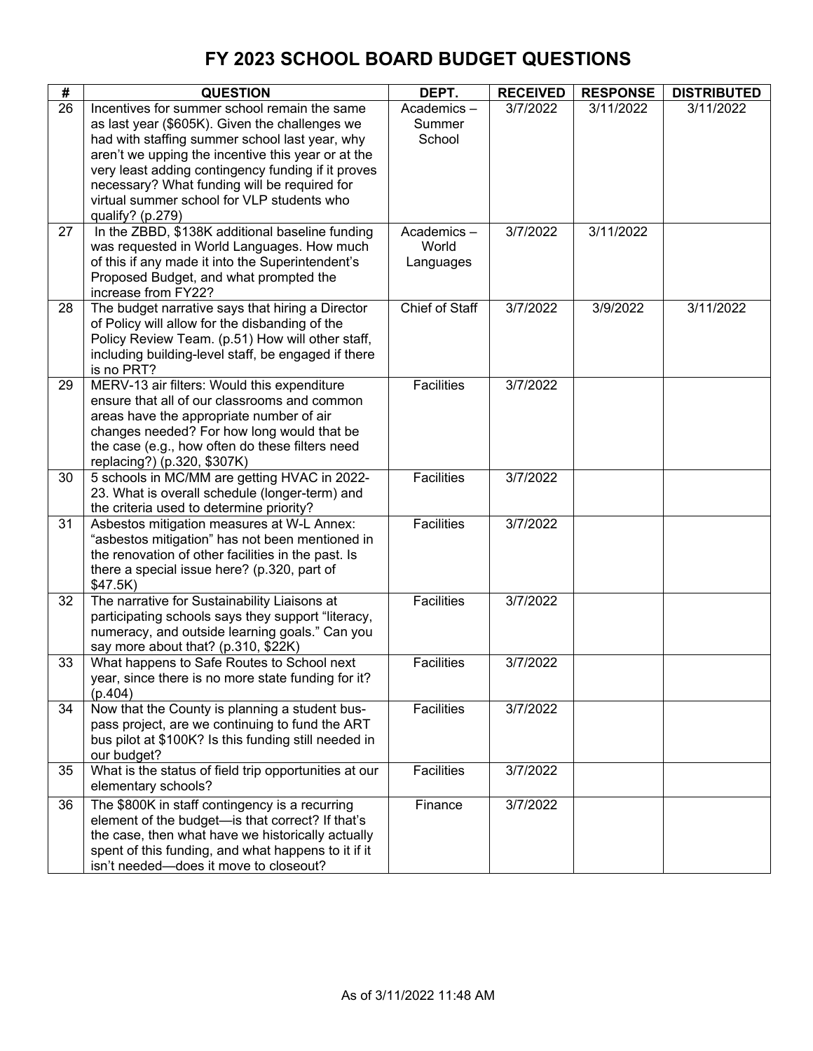# FY 2023 SCHOOL BOARD BUDGET QUESTIONS

| # | QUESTION | DEPT. | RECEIVED | RESPONSE | DISTRIBUTED |
|---|---|---|---|---|---|
| 26 | Incentives for summer school remain the same as last year ($605K). Given the challenges we had with staffing summer school last year, why aren't we upping the incentive this year or at the very least adding contingency funding if it proves necessary? What funding will be required for virtual summer school for VLP students who qualify? (p.279) | Academics – Summer School | 3/7/2022 | 3/11/2022 | 3/11/2022 |
| 27 | In the ZBBD, $138K additional baseline funding was requested in World Languages. How much of this if any made it into the Superintendent's Proposed Budget, and what prompted the increase from FY22? | Academics – World Languages | 3/7/2022 | 3/11/2022 | |
| 28 | The budget narrative says that hiring a Director of Policy will allow for the disbanding of the Policy Review Team. (p.51) How will other staff, including building-level staff, be engaged if there is no PRT? | Chief of Staff | 3/7/2022 | 3/9/2022 | 3/11/2022 |
| 29 | MERV-13 air filters: Would this expenditure ensure that all of our classrooms and common areas have the appropriate number of air changes needed? For how long would that be the case (e.g., how often do these filters need replacing?) (p.320, $307K) | Facilities | 3/7/2022 | | |
| 30 | 5 schools in MC/MM are getting HVAC in 2022-23. What is overall schedule (longer-term) and the criteria used to determine priority? | Facilities | 3/7/2022 | | |
| 31 | Asbestos mitigation measures at W-L Annex: "asbestos mitigation" has not been mentioned in the renovation of other facilities in the past. Is there a special issue here? (p.320, part of $47.5K) | Facilities | 3/7/2022 | | |
| 32 | The narrative for Sustainability Liaisons at participating schools says they support "literacy, numeracy, and outside learning goals." Can you say more about that? (p.310, $22K) | Facilities | 3/7/2022 | | |
| 33 | What happens to Safe Routes to School next year, since there is no more state funding for it? (p.404) | Facilities | 3/7/2022 | | |
| 34 | Now that the County is planning a student bus-pass project, are we continuing to fund the ART bus pilot at $100K? Is this funding still needed in our budget? | Facilities | 3/7/2022 | | |
| 35 | What is the status of field trip opportunities at our elementary schools? | Facilities | 3/7/2022 | | |
| 36 | The $800K in staff contingency is a recurring element of the budget—is that correct? If that's the case, then what have we historically actually spent of this funding, and what happens to it if it isn't needed—does it move to closeout? | Finance | 3/7/2022 | | |

As of 3/11/2022 11:48 AM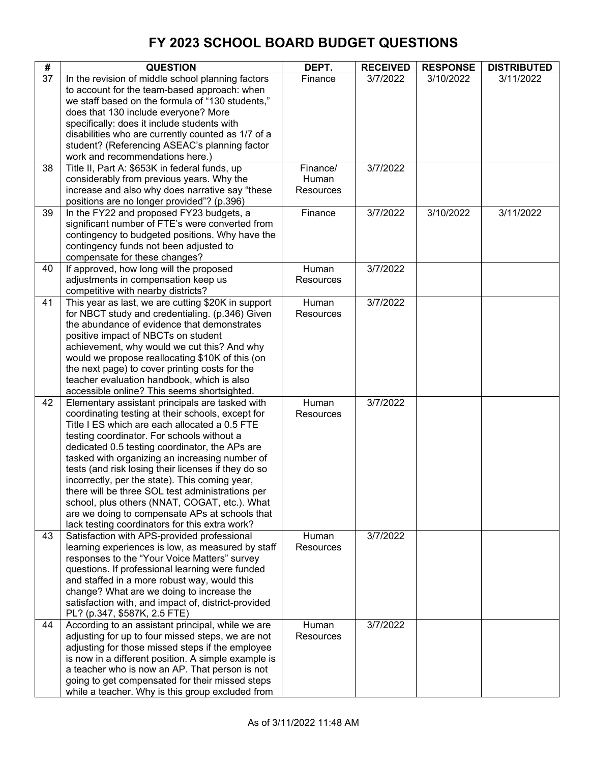# FY 2023 SCHOOL BOARD BUDGET QUESTIONS

| # | QUESTION | DEPT. | RECEIVED | RESPONSE | DISTRIBUTED |
|---|---|---|---|---|---|
| 37 | In the revision of middle school planning factors to account for the team-based approach: when we staff based on the formula of "130 students," does that 130 include everyone? More specifically: does it include students with disabilities who are currently counted as 1/7 of a student? (Referencing ASEAC's planning factor work and recommendations here.) | Finance | 3/7/2022 | 3/10/2022 | 3/11/2022 |
| 38 | Title II, Part A: $653K in federal funds, up considerably from previous years. Why the increase and also why does narrative say "these positions are no longer provided"? (p.396) | Finance/ Human Resources | 3/7/2022 | | |
| 39 | In the FY22 and proposed FY23 budgets, a significant number of FTE's were converted from contingency to budgeted positions. Why have the contingency funds not been adjusted to compensate for these changes? | Finance | 3/7/2022 | 3/10/2022 | 3/11/2022 |
| 40 | If approved, how long will the proposed adjustments in compensation keep us competitive with nearby districts? | Human Resources | 3/7/2022 | | |
| 41 | This year as last, we are cutting $20K in support for NBCT study and credentialing. (p.346) Given the abundance of evidence that demonstrates positive impact of NBCTs on student achievement, why would we cut this? And why would we propose reallocating $10K of this (on the next page) to cover printing costs for the teacher evaluation handbook, which is also accessible online? This seems shortsighted. | Human Resources | 3/7/2022 | | |
| 42 | Elementary assistant principals are tasked with coordinating testing at their schools, except for Title I ES which are each allocated a 0.5 FTE testing coordinator. For schools without a dedicated 0.5 testing coordinator, the APs are tasked with organizing an increasing number of tests (and risk losing their licenses if they do so incorrectly, per the state). This coming year, there will be three SOL test administrations per school, plus others (NNAT, COGAT, etc.). What are we doing to compensate APs at schools that lack testing coordinators for this extra work? | Human Resources | 3/7/2022 | | |
| 43 | Satisfaction with APS-provided professional learning experiences is low, as measured by staff responses to the "Your Voice Matters" survey questions. If professional learning were funded and staffed in a more robust way, would this change? What are we doing to increase the satisfaction with, and impact of, district-provided PL? (p.347, $587K, 2.5 FTE) | Human Resources | 3/7/2022 | | |
| 44 | According to an assistant principal, while we are adjusting for up to four missed steps, we are not adjusting for those missed steps if the employee is now in a different position. A simple example is a teacher who is now an AP. That person is not going to get compensated for their missed steps while a teacher. Why is this group excluded from | Human Resources | 3/7/2022 | | |

As of 3/11/2022 11:48 AM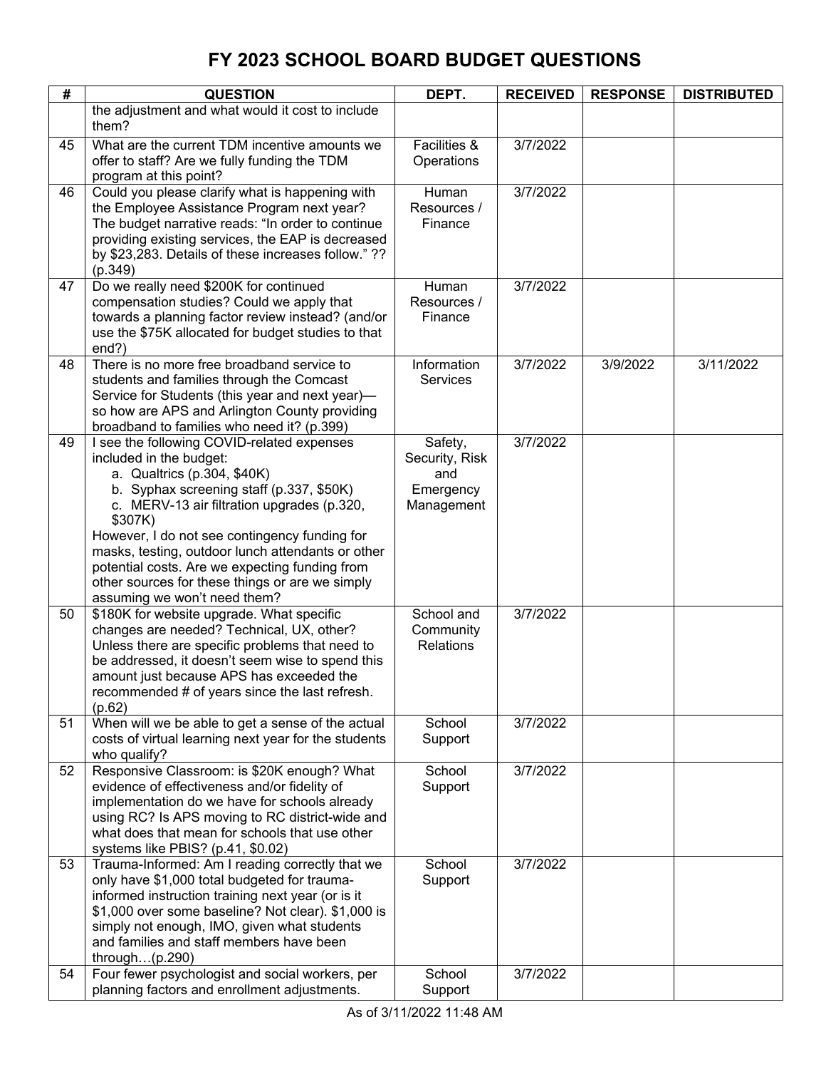# FY 2023 SCHOOL BOARD BUDGET QUESTIONS

| # | QUESTION | DEPT. | RECEIVED | RESPONSE | DISTRIBUTED |
|---|---|---|---|---|---|
| | the adjustment and what would it cost to include them? | | | | |
| 45 | What are the current TDM incentive amounts we offer to staff? Are we fully funding the TDM program at this point? | Facilities & Operations | 3/7/2022 | | |
| 46 | Could you please clarify what is happening with the Employee Assistance Program next year? The budget narrative reads: "In order to continue providing existing services, the EAP is decreased by $23,283. Details of these increases follow." ?? (p.349) | Human Resources / Finance | 3/7/2022 | | |
| 47 | Do we really need $200K for continued compensation studies? Could we apply that towards a planning factor review instead? (and/or use the $75K allocated for budget studies to that end?) | Human Resources / Finance | 3/7/2022 | | |
| 48 | There is no more free broadband service to students and families through the Comcast Service for Students (this year and next year)—so how are APS and Arlington County providing broadband to families who need it? (p.399) | Information Services | 3/7/2022 | 3/9/2022 | 3/11/2022 |
| 49 | I see the following COVID-related expenses included in the budget:<br>a. Qualtrics (p.304, $40K)<br>b. Syphax screening staff (p.337, $50K)<br>c. MERV-13 air filtration upgrades (p.320, $307K)<br>However, I do not see contingency funding for masks, testing, outdoor lunch attendants or other potential costs. Are we expecting funding from other sources for these things or are we simply assuming we won't need them? | Safety, Security, Risk and Emergency Management | 3/7/2022 | | |
| 50 | $180K for website upgrade. What specific changes are needed? Technical, UX, other? Unless there are specific problems that need to be addressed, it doesn't seem wise to spend this amount just because APS has exceeded the recommended # of years since the last refresh. (p.62) | School and Community Relations | 3/7/2022 | | |
| 51 | When will we be able to get a sense of the actual costs of virtual learning next year for the students who qualify? | School Support | 3/7/2022 | | |
| 52 | Responsive Classroom: is $20K enough? What evidence of effectiveness and/or fidelity of implementation do we have for schools already using RC? Is APS moving to RC district-wide and what does that mean for schools that use other systems like PBIS? (p.41, $0.02) | School Support | 3/7/2022 | | |
| 53 | Trauma-Informed: Am I reading correctly that we only have $1,000 total budgeted for trauma-informed instruction training next year (or is it $1,000 over some baseline? Not clear). $1,000 is simply not enough, IMO, given what students and families and staff members have been through…(p.290) | School Support | 3/7/2022 | | |
| 54 | Four fewer psychologist and social workers, per planning factors and enrollment adjustments. | School Support | 3/7/2022 | | |

As of 3/11/2022 11:48 AM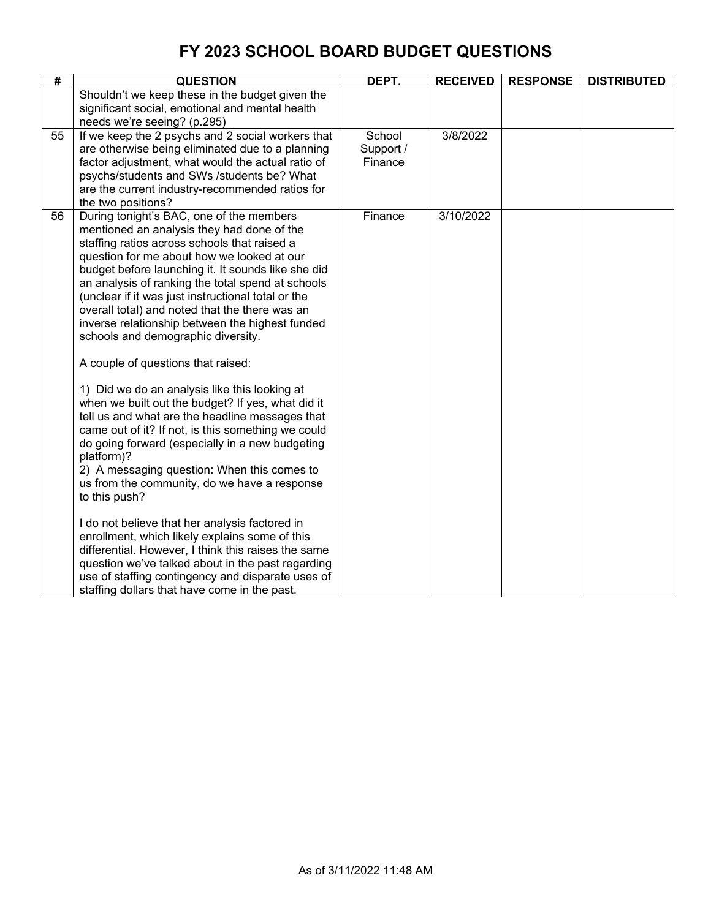# FY 2023 SCHOOL BOARD BUDGET QUESTIONS

| # | QUESTION | DEPT. | RECEIVED | RESPONSE | DISTRIBUTED |
|---|---|---|---|---|---|
| | Shouldn't we keep these in the budget given the significant social, emotional and mental health needs we're seeing? (p.295) | | | | |
| 55 | If we keep the 2 psychs and 2 social workers that are otherwise being eliminated due to a planning factor adjustment, what would the actual ratio of psychs/students and SWs /students be? What are the current industry-recommended ratios for the two positions? | School Support / Finance | 3/8/2022 | | |
| 56 | During tonight's BAC, one of the members mentioned an analysis they had done of the staffing ratios across schools that raised a question for me about how we looked at our budget before launching it. It sounds like she did an analysis of ranking the total spend at schools (unclear if it was just instructional total or the overall total) and noted that the there was an inverse relationship between the highest funded schools and demographic diversity.<br><br>A couple of questions that raised:<br><br>1) Did we do an analysis like this looking at when we built out the budget? If yes, what did it tell us and what are the headline messages that came out of it? If not, is this something we could do going forward (especially in a new budgeting platform)?<br>2) A messaging question: When this comes to us from the community, do we have a response to this push?<br><br>I do not believe that her analysis factored in enrollment, which likely explains some of this differential. However, I think this raises the same question we've talked about in the past regarding use of staffing contingency and disparate uses of staffing dollars that have come in the past. | Finance | 3/10/2022 | | |

As of 3/11/2022 11:48 AM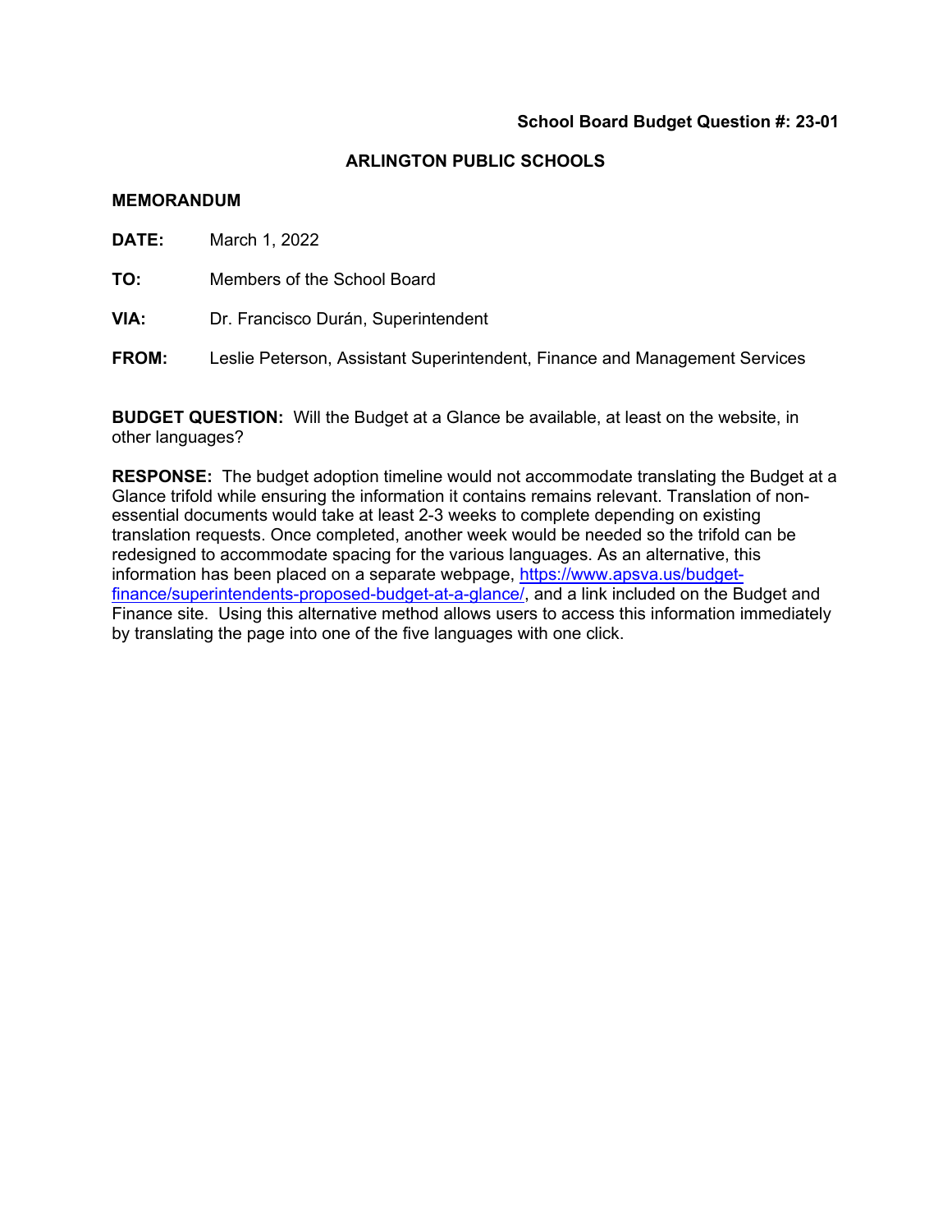**School Board Budget Question #: 23-01**

**ARLINGTON PUBLIC SCHOOLS**

**MEMORANDUM**

**DATE:** March 1, 2022

**TO:** Members of the School Board

**VIA:** Dr. Francisco Durán, Superintendent

**FROM:** Leslie Peterson, Assistant Superintendent, Finance and Management Services

**BUDGET QUESTION:** Will the Budget at a Glance be available, at least on the website, in other languages?

**RESPONSE:** The budget adoption timeline would not accommodate translating the Budget at a Glance trifold while ensuring the information it contains remains relevant. Translation of non-essential documents would take at least 2-3 weeks to complete depending on existing translation requests. Once completed, another week would be needed so the trifold can be redesigned to accommodate spacing for the various languages. As an alternative, this information has been placed on a separate webpage, [https://www.apsva.us/budget-finance/superintendents-proposed-budget-at-a-glance/](https://www.apsva.us/budget-finance/superintendents-proposed-budget-at-a-glance/), and a link included on the Budget and Finance site. Using this alternative method allows users to access this information immediately by translating the page into one of the five languages with one click.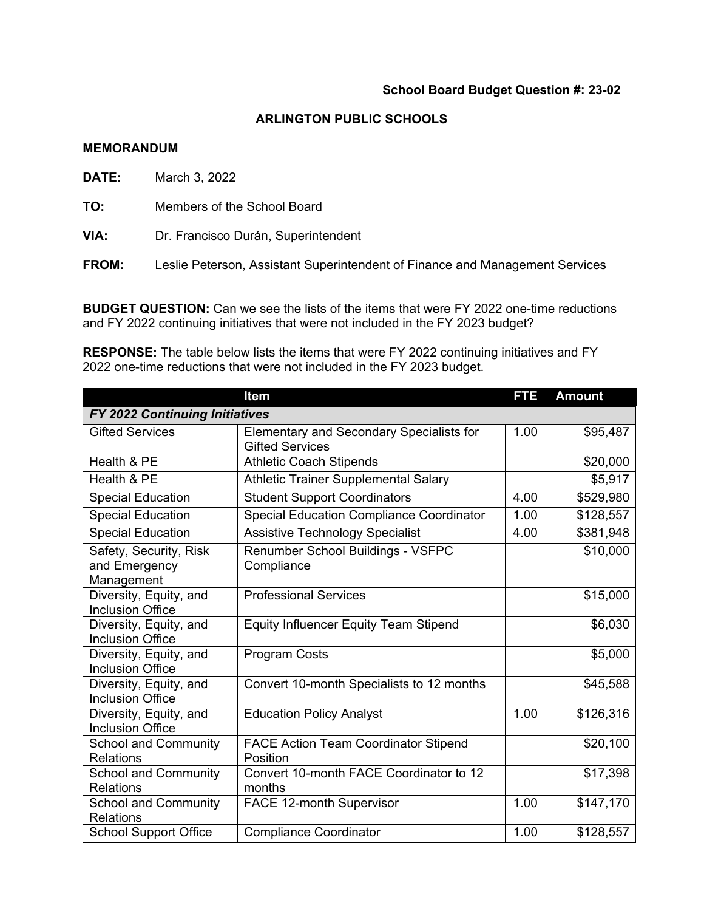**School Board Budget Question #: 23-02**

**ARLINGTON PUBLIC SCHOOLS**

**MEMORANDUM**

**DATE:** March 3, 2022

**TO:** Members of the School Board

**VIA:** Dr. Francisco Durán, Superintendent

**FROM:** Leslie Peterson, Assistant Superintendent of Finance and Management Services

**BUDGET QUESTION:** Can we see the lists of the items that were FY 2022 one-time reductions and FY 2022 continuing initiatives that were not included in the FY 2023 budget?

**RESPONSE:** The table below lists the items that were FY 2022 continuing initiatives and FY 2022 one-time reductions that were not included in the FY 2023 budget.

| | Item | FTE | Amount |
|---|---|---|---|
| ***FY 2022 Continuing Initiatives*** | | | |
| Gifted Services | Elementary and Secondary Specialists for Gifted Services | 1.00 | $95,487 |
| Health & PE | Athletic Coach Stipends | | $20,000 |
| Health & PE | Athletic Trainer Supplemental Salary | | $5,917 |
| Special Education | Student Support Coordinators | 4.00 | $529,980 |
| Special Education | Special Education Compliance Coordinator | 1.00 | $128,557 |
| Special Education | Assistive Technology Specialist | 4.00 | $381,948 |
| Safety, Security, Risk and Emergency Management | Renumber School Buildings - VSFPC Compliance | | $10,000 |
| Diversity, Equity, and Inclusion Office | Professional Services | | $15,000 |
| Diversity, Equity, and Inclusion Office | Equity Influencer Equity Team Stipend | | $6,030 |
| Diversity, Equity, and Inclusion Office | Program Costs | | $5,000 |
| Diversity, Equity, and Inclusion Office | Convert 10-month Specialists to 12 months | | $45,588 |
| Diversity, Equity, and Inclusion Office | Education Policy Analyst | 1.00 | $126,316 |
| School and Community Relations | FACE Action Team Coordinator Stipend Position | | $20,100 |
| School and Community Relations | Convert 10-month FACE Coordinator to 12 months | | $17,398 |
| School and Community Relations | FACE 12-month Supervisor | 1.00 | $147,170 |
| School Support Office | Compliance Coordinator | 1.00 | $128,557 |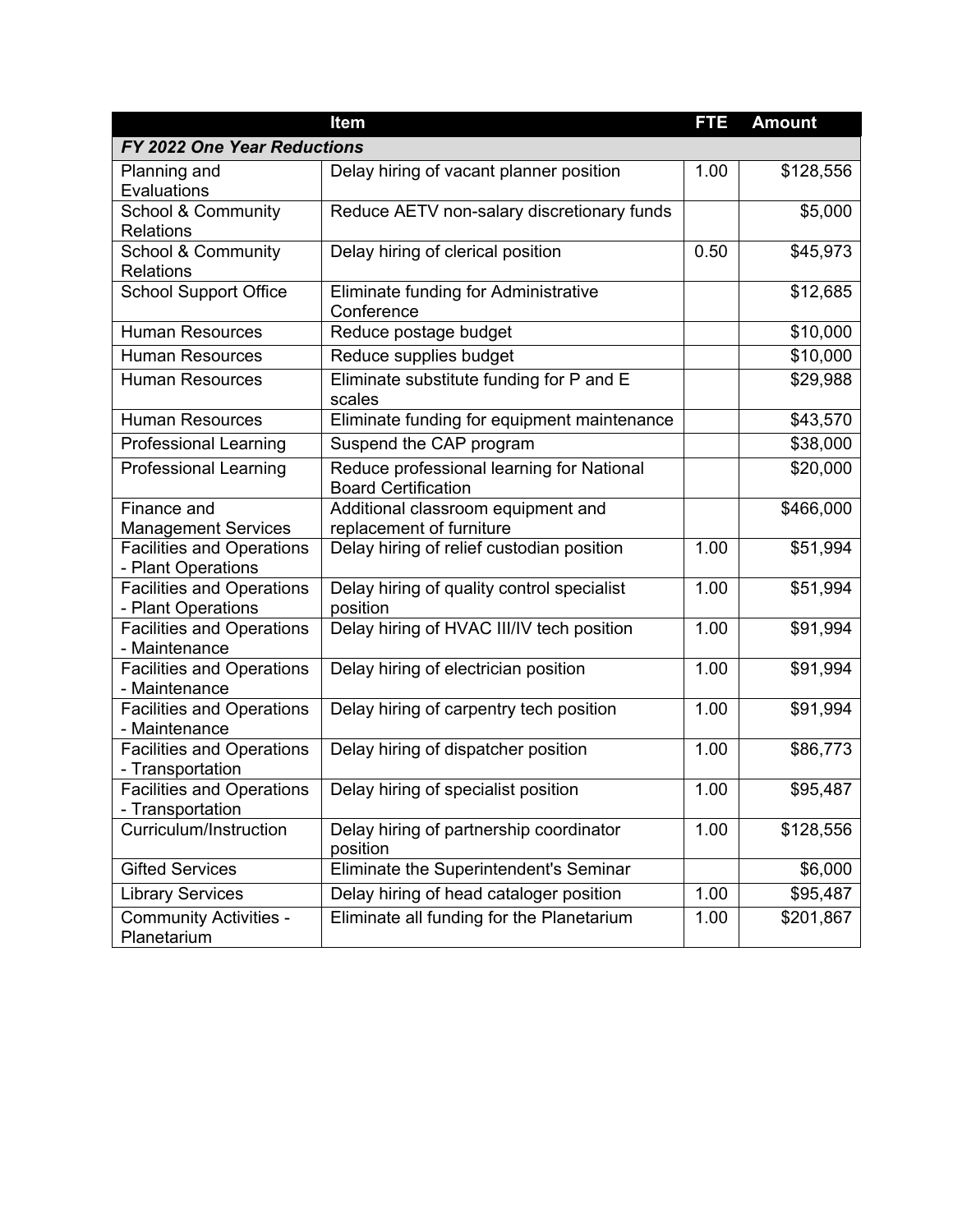| | Item | FTE | Amount |
|---|---|---|---|
| ***FY 2022 One Year Reductions*** | | | |
| Planning and Evaluations | Delay hiring of vacant planner position | 1.00 | $128,556 |
| School & Community Relations | Reduce AETV non-salary discretionary funds | | $5,000 |
| School & Community Relations | Delay hiring of clerical position | 0.50 | $45,973 |
| School Support Office | Eliminate funding for Administrative Conference | | $12,685 |
| Human Resources | Reduce postage budget | | $10,000 |
| Human Resources | Reduce supplies budget | | $10,000 |
| Human Resources | Eliminate substitute funding for P and E scales | | $29,988 |
| Human Resources | Eliminate funding for equipment maintenance | | $43,570 |
| Professional Learning | Suspend the CAP program | | $38,000 |
| Professional Learning | Reduce professional learning for National Board Certification | | $20,000 |
| Finance and Management Services | Additional classroom equipment and replacement of furniture | | $466,000 |
| Facilities and Operations - Plant Operations | Delay hiring of relief custodian position | 1.00 | $51,994 |
| Facilities and Operations - Plant Operations | Delay hiring of quality control specialist position | 1.00 | $51,994 |
| Facilities and Operations - Maintenance | Delay hiring of HVAC III/IV tech position | 1.00 | $91,994 |
| Facilities and Operations - Maintenance | Delay hiring of electrician position | 1.00 | $91,994 |
| Facilities and Operations - Maintenance | Delay hiring of carpentry tech position | 1.00 | $91,994 |
| Facilities and Operations - Transportation | Delay hiring of dispatcher position | 1.00 | $86,773 |
| Facilities and Operations - Transportation | Delay hiring of specialist position | 1.00 | $95,487 |
| Curriculum/Instruction | Delay hiring of partnership coordinator position | 1.00 | $128,556 |
| Gifted Services | Eliminate the Superintendent's Seminar | | $6,000 |
| Library Services | Delay hiring of head cataloger position | 1.00 | $95,487 |
| Community Activities - Planetarium | Eliminate all funding for the Planetarium | 1.00 | $201,867 |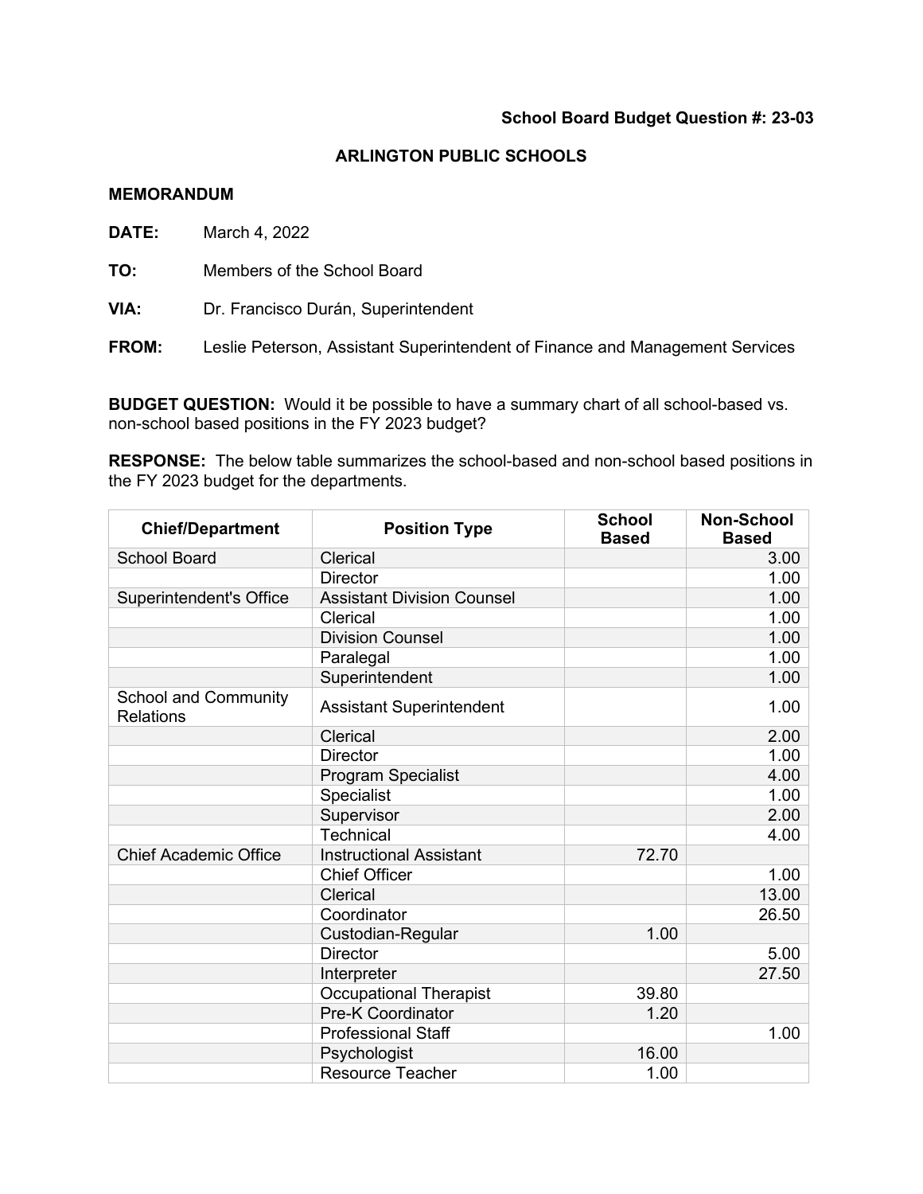**School Board Budget Question #: 23-03**

**ARLINGTON PUBLIC SCHOOLS**

**MEMORANDUM**

**DATE:** March 4, 2022

**TO:** Members of the School Board

**VIA:** Dr. Francisco Durán, Superintendent

**FROM:** Leslie Peterson, Assistant Superintendent of Finance and Management Services

**BUDGET QUESTION:** Would it be possible to have a summary chart of all school-based vs. non-school based positions in the FY 2023 budget?

**RESPONSE:** The below table summarizes the school-based and non-school based positions in the FY 2023 budget for the departments.

| Chief/Department | Position Type | School Based | Non-School Based |
|---|---|---|---|
| School Board | Clerical | | 3.00 |
| | Director | | 1.00 |
| Superintendent's Office | Assistant Division Counsel | | 1.00 |
| | Clerical | | 1.00 |
| | Division Counsel | | 1.00 |
| | Paralegal | | 1.00 |
| | Superintendent | | 1.00 |
| School and Community Relations | Assistant Superintendent | | 1.00 |
| | Clerical | | 2.00 |
| | Director | | 1.00 |
| | Program Specialist | | 4.00 |
| | Specialist | | 1.00 |
| | Supervisor | | 2.00 |
| | Technical | | 4.00 |
| Chief Academic Office | Instructional Assistant | 72.70 | |
| | Chief Officer | | 1.00 |
| | Clerical | | 13.00 |
| | Coordinator | | 26.50 |
| | Custodian-Regular | 1.00 | |
| | Director | | 5.00 |
| | Interpreter | | 27.50 |
| | Occupational Therapist | 39.80 | |
| | Pre-K Coordinator | 1.20 | |
| | Professional Staff | | 1.00 |
| | Psychologist | 16.00 | |
| | Resource Teacher | 1.00 | |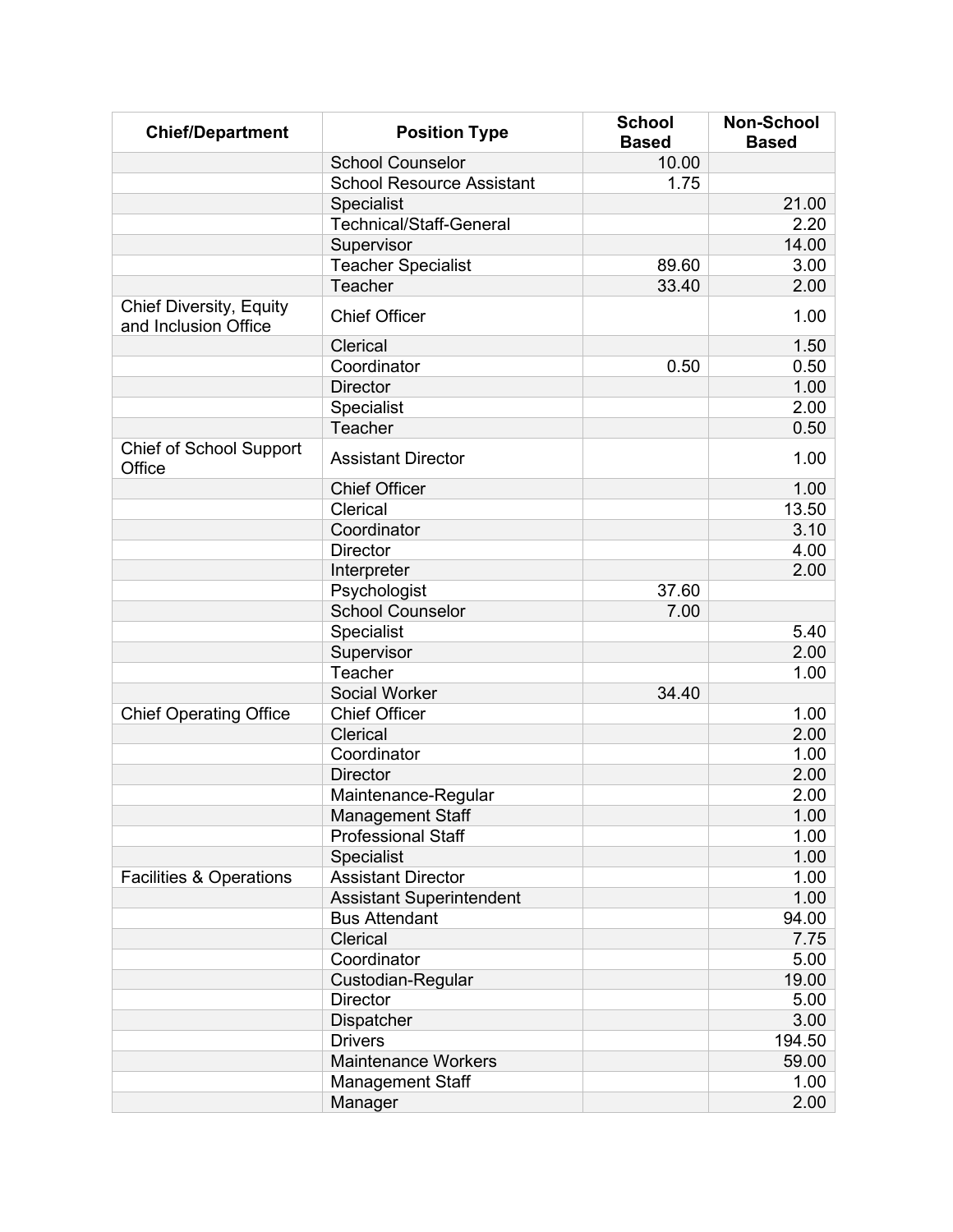| Chief/Department | Position Type | School Based | Non-School Based |
|---|---|---|---|
| | School Counselor | 10.00 | |
| | School Resource Assistant | 1.75 | |
| | Specialist | | 21.00 |
| | Technical/Staff-General | | 2.20 |
| | Supervisor | | 14.00 |
| | Teacher Specialist | 89.60 | 3.00 |
| | Teacher | 33.40 | 2.00 |
| Chief Diversity, Equity and Inclusion Office | Chief Officer | | 1.00 |
| | Clerical | | 1.50 |
| | Coordinator | 0.50 | 0.50 |
| | Director | | 1.00 |
| | Specialist | | 2.00 |
| | Teacher | | 0.50 |
| Chief of School Support Office | Assistant Director | | 1.00 |
| | Chief Officer | | 1.00 |
| | Clerical | | 13.50 |
| | Coordinator | | 3.10 |
| | Director | | 4.00 |
| | Interpreter | | 2.00 |
| | Psychologist | 37.60 | |
| | School Counselor | 7.00 | |
| | Specialist | | 5.40 |
| | Supervisor | | 2.00 |
| | Teacher | | 1.00 |
| | Social Worker | 34.40 | |
| Chief Operating Office | Chief Officer | | 1.00 |
| | Clerical | | 2.00 |
| | Coordinator | | 1.00 |
| | Director | | 2.00 |
| | Maintenance-Regular | | 2.00 |
| | Management Staff | | 1.00 |
| | Professional Staff | | 1.00 |
| | Specialist | | 1.00 |
| Facilities & Operations | Assistant Director | | 1.00 |
| | Assistant Superintendent | | 1.00 |
| | Bus Attendant | | 94.00 |
| | Clerical | | 7.75 |
| | Coordinator | | 5.00 |
| | Custodian-Regular | | 19.00 |
| | Director | | 5.00 |
| | Dispatcher | | 3.00 |
| | Drivers | | 194.50 |
| | Maintenance Workers | | 59.00 |
| | Management Staff | | 1.00 |
| | Manager | | 2.00 |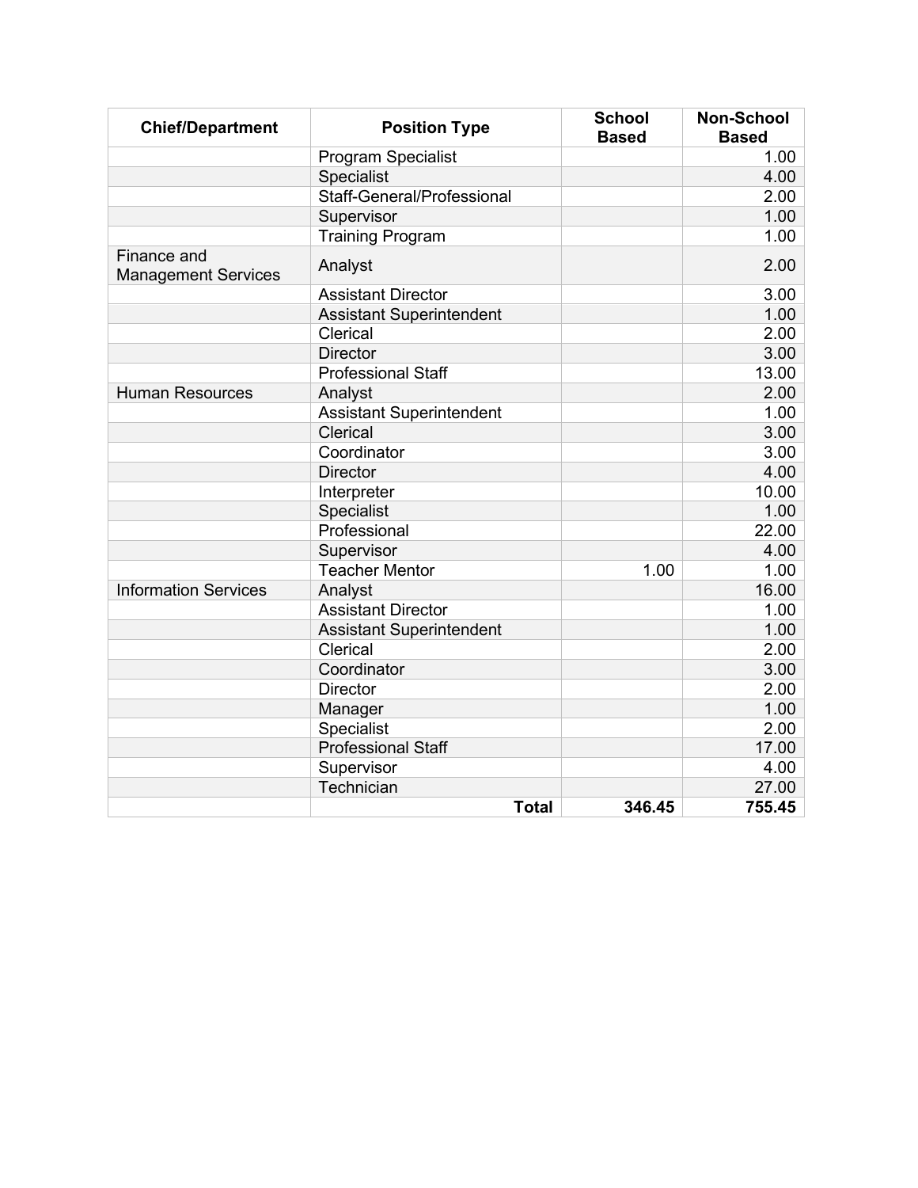| Chief/Department | Position Type | School Based | Non-School Based |
|---|---|---|---|
| | Program Specialist | | 1.00 |
| | Specialist | | 4.00 |
| | Staff-General/Professional | | 2.00 |
| | Supervisor | | 1.00 |
| | Training Program | | 1.00 |
| Finance and Management Services | Analyst | | 2.00 |
| | Assistant Director | | 3.00 |
| | Assistant Superintendent | | 1.00 |
| | Clerical | | 2.00 |
| | Director | | 3.00 |
| | Professional Staff | | 13.00 |
| Human Resources | Analyst | | 2.00 |
| | Assistant Superintendent | | 1.00 |
| | Clerical | | 3.00 |
| | Coordinator | | 3.00 |
| | Director | | 4.00 |
| | Interpreter | | 10.00 |
| | Specialist | | 1.00 |
| | Professional | | 22.00 |
| | Supervisor | | 4.00 |
| | Teacher Mentor | 1.00 | 1.00 |
| Information Services | Analyst | | 16.00 |
| | Assistant Director | | 1.00 |
| | Assistant Superintendent | | 1.00 |
| | Clerical | | 2.00 |
| | Coordinator | | 3.00 |
| | Director | | 2.00 |
| | Manager | | 1.00 |
| | Specialist | | 2.00 |
| | Professional Staff | | 17.00 |
| | Supervisor | | 4.00 |
| | Technician | | 27.00 |
| | **Total** | **346.45** | **755.45** |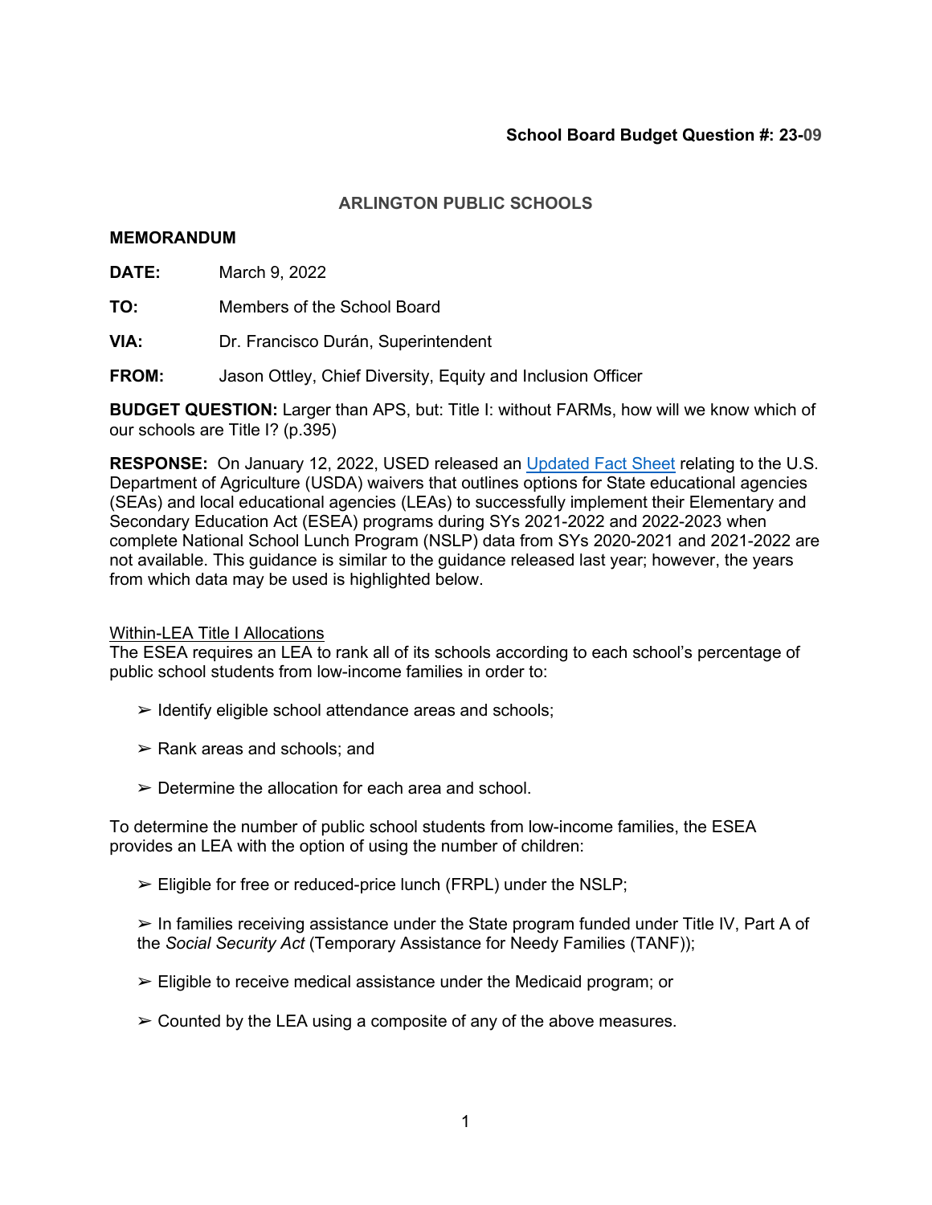**School Board Budget Question #: 23-09**

## ARLINGTON PUBLIC SCHOOLS

**MEMORANDUM**

**DATE:** March 9, 2022

**TO:** Members of the School Board

**VIA:** Dr. Francisco Durán, Superintendent

**FROM:** Jason Ottley, Chief Diversity, Equity and Inclusion Officer

**BUDGET QUESTION:** Larger than APS, but: Title I: without FARMs, how will we know which of our schools are Title I? (p.395)

**RESPONSE:** On January 12, 2022, USED released an Updated Fact Sheet relating to the U.S. Department of Agriculture (USDA) waivers that outlines options for State educational agencies (SEAs) and local educational agencies (LEAs) to successfully implement their Elementary and Secondary Education Act (ESEA) programs during SYs 2021-2022 and 2022-2023 when complete National School Lunch Program (NSLP) data from SYs 2020-2021 and 2021-2022 are not available. This guidance is similar to the guidance released last year; however, the years from which data may be used is highlighted below.

Within-LEA Title I Allocations

The ESEA requires an LEA to rank all of its schools according to each school's percentage of public school students from low-income families in order to:

- ➢ Identify eligible school attendance areas and schools;
- ➢ Rank areas and schools; and
- ➢ Determine the allocation for each area and school.

To determine the number of public school students from low-income families, the ESEA provides an LEA with the option of using the number of children:

- ➢ Eligible for free or reduced-price lunch (FRPL) under the NSLP;
- ➢ In families receiving assistance under the State program funded under Title IV, Part A of the *Social Security Act* (Temporary Assistance for Needy Families (TANF));
- ➢ Eligible to receive medical assistance under the Medicaid program; or
- ➢ Counted by the LEA using a composite of any of the above measures.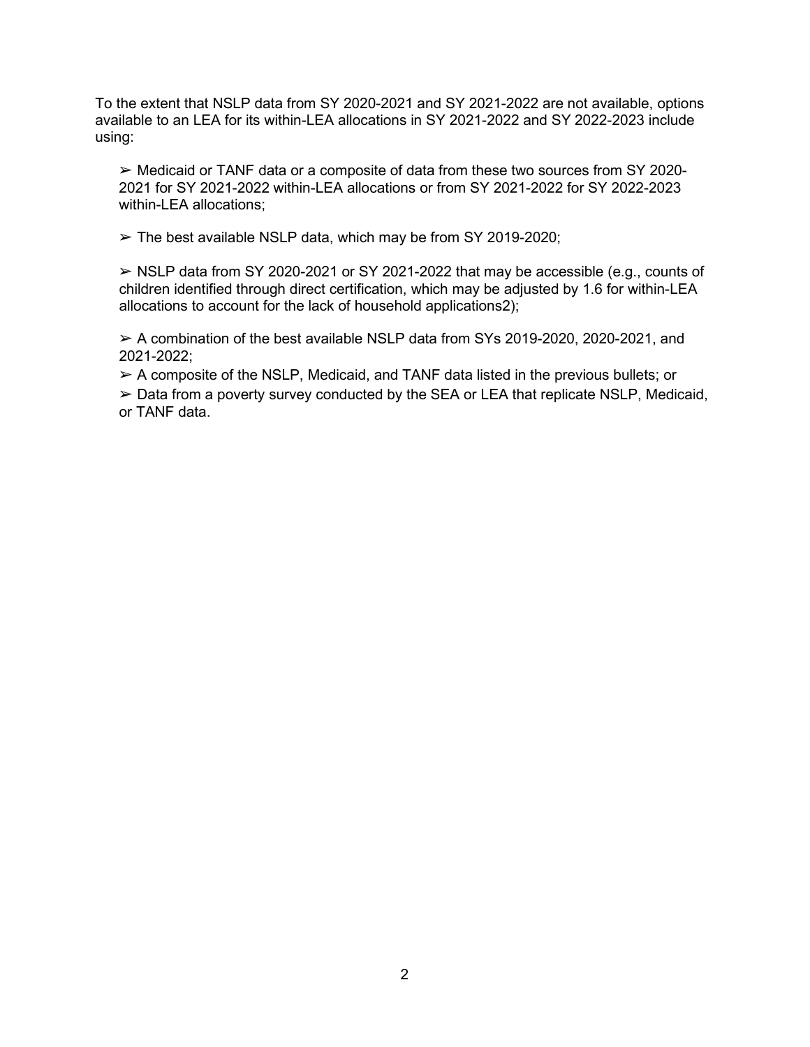To the extent that NSLP data from SY 2020-2021 and SY 2021-2022 are not available, options available to an LEA for its within-LEA allocations in SY 2021-2022 and SY 2022-2023 include using:

- Medicaid or TANF data or a composite of data from these two sources from SY 2020-2021 for SY 2021-2022 within-LEA allocations or from SY 2021-2022 for SY 2022-2023 within-LEA allocations;
- The best available NSLP data, which may be from SY 2019-2020;
- NSLP data from SY 2020-2021 or SY 2021-2022 that may be accessible (e.g., counts of children identified through direct certification, which may be adjusted by 1.6 for within-LEA allocations to account for the lack of household applications[2]);
- A combination of the best available NSLP data from SYs 2019-2020, 2020-2021, and 2021-2022;
- A composite of the NSLP, Medicaid, and TANF data listed in the previous bullets; or
- Data from a poverty survey conducted by the SEA or LEA that replicate NSLP, Medicaid, or TANF data.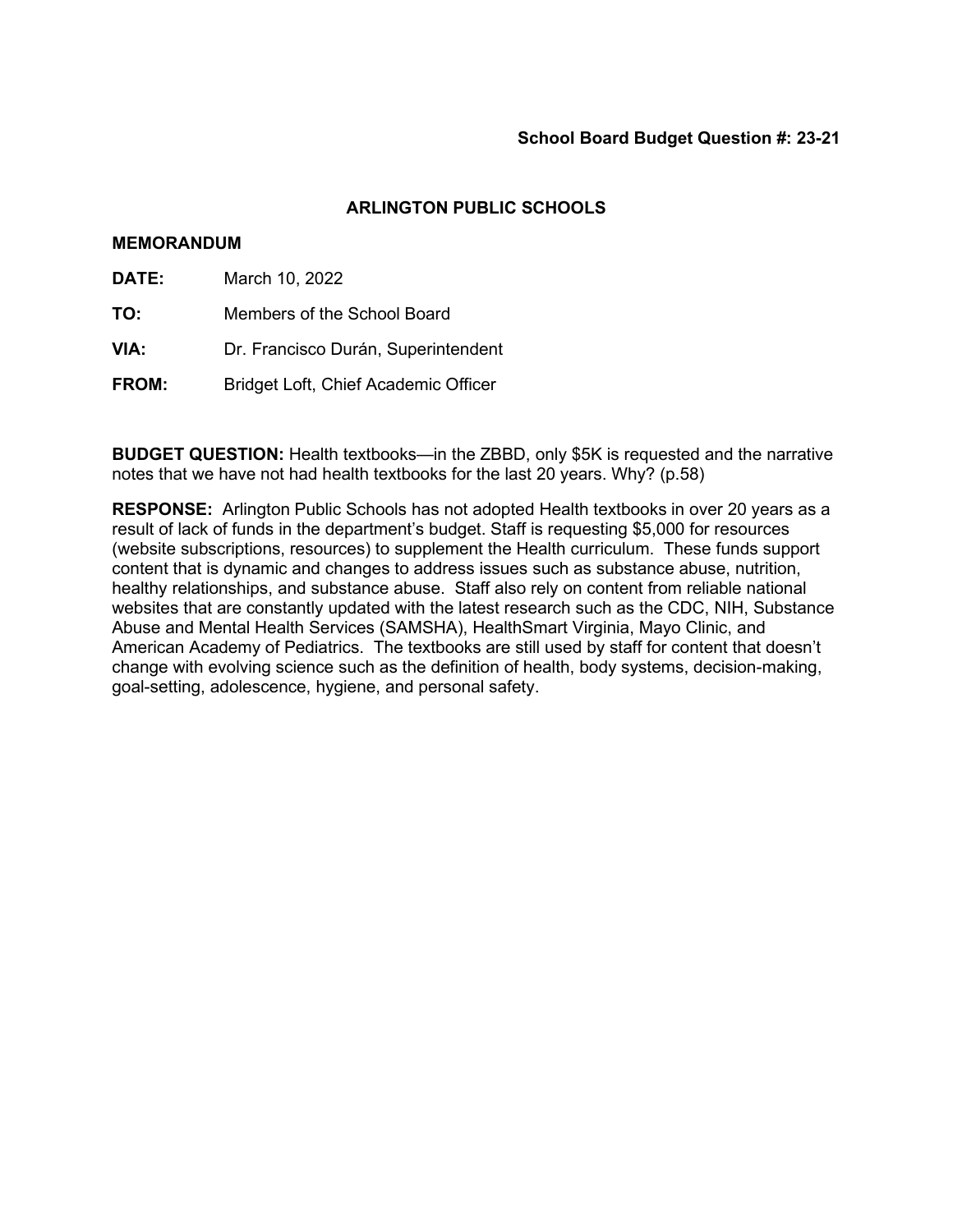**School Board Budget Question #: 23-21**

**ARLINGTON PUBLIC SCHOOLS**

**MEMORANDUM**

**DATE:** March 10, 2022

**TO:** Members of the School Board

**VIA:** Dr. Francisco Durán, Superintendent

**FROM:** Bridget Loft, Chief Academic Officer

**BUDGET QUESTION:** Health textbooks—in the ZBBD, only $5K is requested and the narrative notes that we have not had health textbooks for the last 20 years. Why? (p.58)

**RESPONSE:** Arlington Public Schools has not adopted Health textbooks in over 20 years as a result of lack of funds in the department's budget. Staff is requesting $5,000 for resources (website subscriptions, resources) to supplement the Health curriculum. These funds support content that is dynamic and changes to address issues such as substance abuse, nutrition, healthy relationships, and substance abuse. Staff also rely on content from reliable national websites that are constantly updated with the latest research such as the CDC, NIH, Substance Abuse and Mental Health Services (SAMSHA), HealthSmart Virginia, Mayo Clinic, and American Academy of Pediatrics. The textbooks are still used by staff for content that doesn't change with evolving science such as the definition of health, body systems, decision-making, goal-setting, adolescence, hygiene, and personal safety.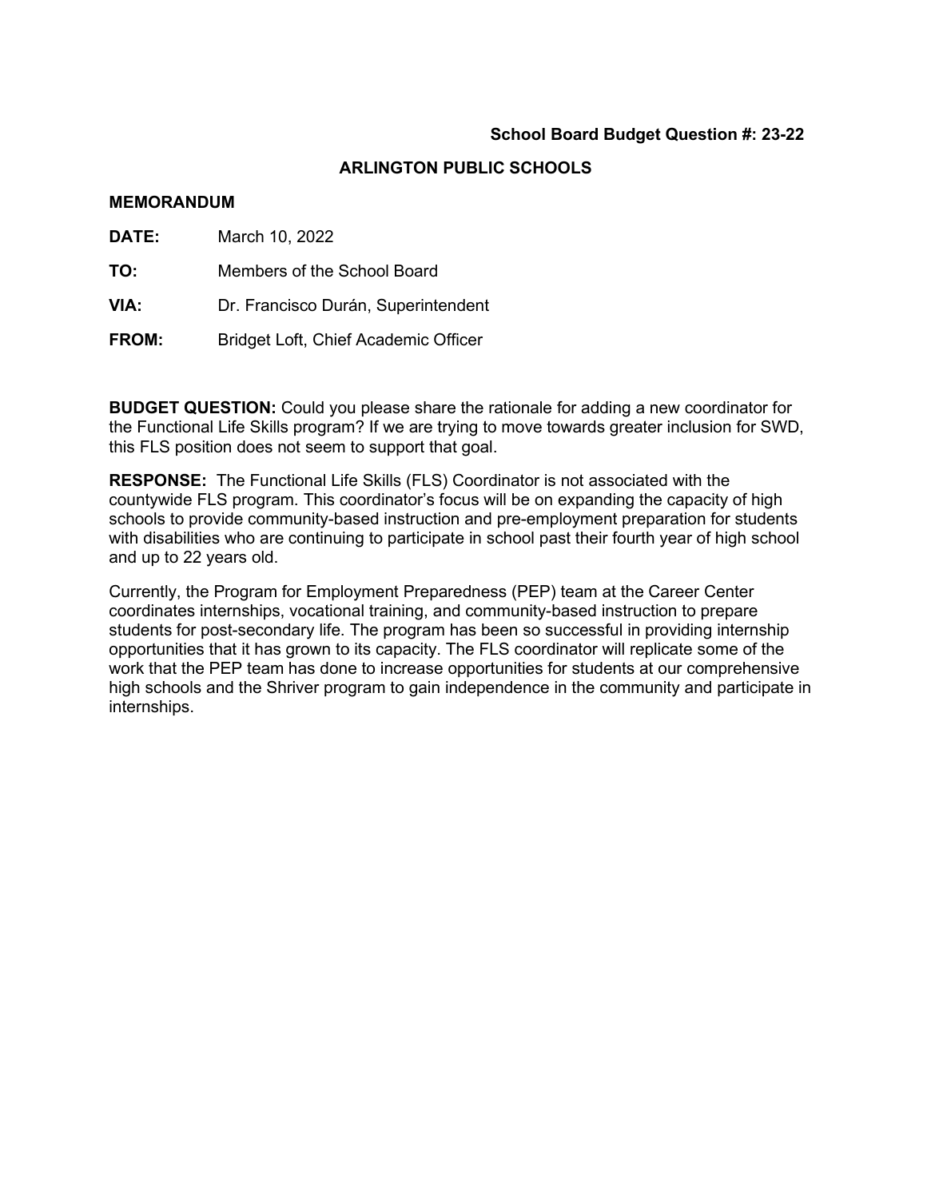**School Board Budget Question #: 23-22**

**ARLINGTON PUBLIC SCHOOLS**

**MEMORANDUM**

**DATE:** March 10, 2022

**TO:** Members of the School Board

**VIA:** Dr. Francisco Durán, Superintendent

**FROM:** Bridget Loft, Chief Academic Officer

**BUDGET QUESTION:** Could you please share the rationale for adding a new coordinator for the Functional Life Skills program? If we are trying to move towards greater inclusion for SWD, this FLS position does not seem to support that goal.

**RESPONSE:** The Functional Life Skills (FLS) Coordinator is not associated with the countywide FLS program. This coordinator's focus will be on expanding the capacity of high schools to provide community-based instruction and pre-employment preparation for students with disabilities who are continuing to participate in school past their fourth year of high school and up to 22 years old.

Currently, the Program for Employment Preparedness (PEP) team at the Career Center coordinates internships, vocational training, and community-based instruction to prepare students for post-secondary life. The program has been so successful in providing internship opportunities that it has grown to its capacity. The FLS coordinator will replicate some of the work that the PEP team has done to increase opportunities for students at our comprehensive high schools and the Shriver program to gain independence in the community and participate in internships.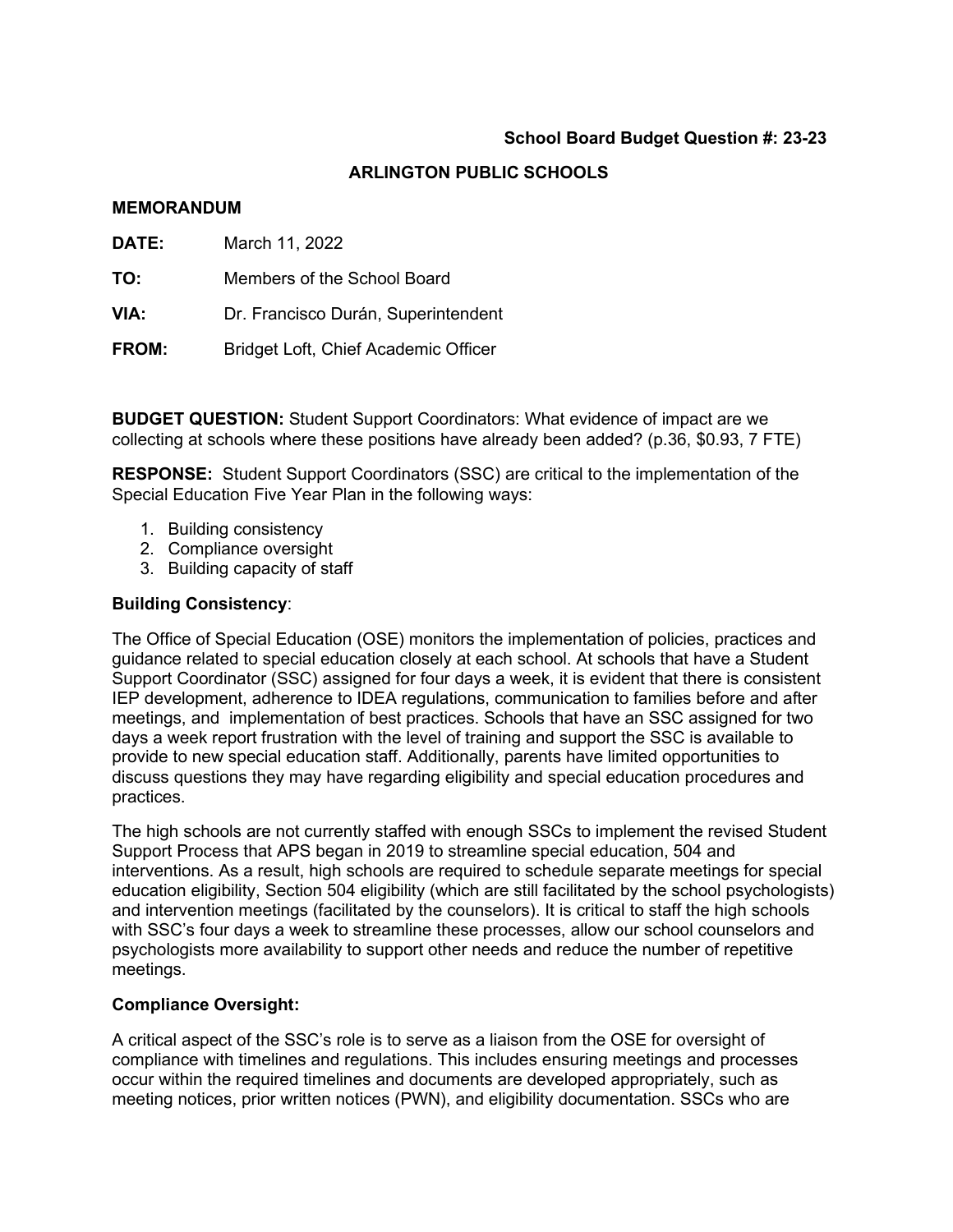**School Board Budget Question #: 23-23**

**ARLINGTON PUBLIC SCHOOLS**

**MEMORANDUM**

**DATE:** March 11, 2022

**TO:** Members of the School Board

**VIA:** Dr. Francisco Durán, Superintendent

**FROM:** Bridget Loft, Chief Academic Officer

**BUDGET QUESTION:** Student Support Coordinators: What evidence of impact are we collecting at schools where these positions have already been added? (p.36, $0.93, 7 FTE)

**RESPONSE:** Student Support Coordinators (SSC) are critical to the implementation of the Special Education Five Year Plan in the following ways:

1. Building consistency
2. Compliance oversight
3. Building capacity of staff

**Building Consistency**:

The Office of Special Education (OSE) monitors the implementation of policies, practices and guidance related to special education closely at each school. At schools that have a Student Support Coordinator (SSC) assigned for four days a week, it is evident that there is consistent IEP development, adherence to IDEA regulations, communication to families before and after meetings, and implementation of best practices. Schools that have an SSC assigned for two days a week report frustration with the level of training and support the SSC is available to provide to new special education staff. Additionally, parents have limited opportunities to discuss questions they may have regarding eligibility and special education procedures and practices.

The high schools are not currently staffed with enough SSCs to implement the revised Student Support Process that APS began in 2019 to streamline special education, 504 and interventions. As a result, high schools are required to schedule separate meetings for special education eligibility, Section 504 eligibility (which are still facilitated by the school psychologists) and intervention meetings (facilitated by the counselors). It is critical to staff the high schools with SSC's four days a week to streamline these processes, allow our school counselors and psychologists more availability to support other needs and reduce the number of repetitive meetings.

**Compliance Oversight:**

A critical aspect of the SSC's role is to serve as a liaison from the OSE for oversight of compliance with timelines and regulations. This includes ensuring meetings and processes occur within the required timelines and documents are developed appropriately, such as meeting notices, prior written notices (PWN), and eligibility documentation. SSCs who are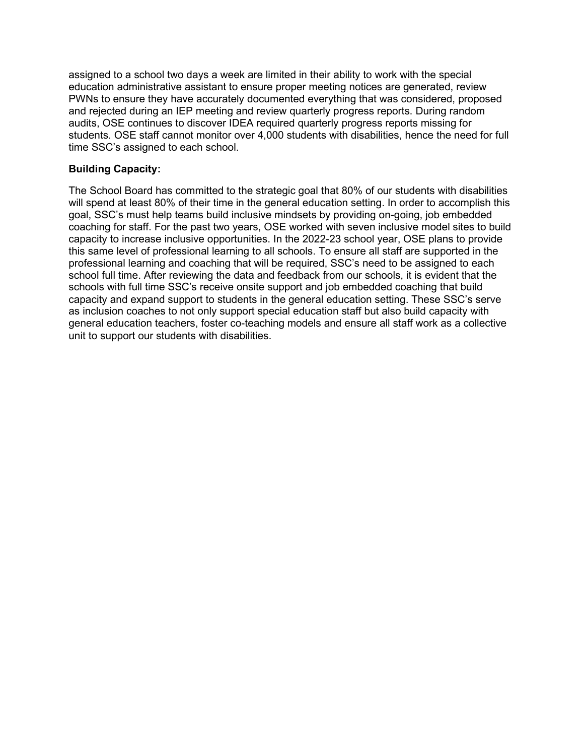assigned to a school two days a week are limited in their ability to work with the special education administrative assistant to ensure proper meeting notices are generated, review PWNs to ensure they have accurately documented everything that was considered, proposed and rejected during an IEP meeting and review quarterly progress reports. During random audits, OSE continues to discover IDEA required quarterly progress reports missing for students. OSE staff cannot monitor over 4,000 students with disabilities, hence the need for full time SSC's assigned to each school.

**Building Capacity:**

The School Board has committed to the strategic goal that 80% of our students with disabilities will spend at least 80% of their time in the general education setting. In order to accomplish this goal, SSC's must help teams build inclusive mindsets by providing on-going, job embedded coaching for staff. For the past two years, OSE worked with seven inclusive model sites to build capacity to increase inclusive opportunities. In the 2022-23 school year, OSE plans to provide this same level of professional learning to all schools. To ensure all staff are supported in the professional learning and coaching that will be required, SSC's need to be assigned to each school full time. After reviewing the data and feedback from our schools, it is evident that the schools with full time SSC's receive onsite support and job embedded coaching that build capacity and expand support to students in the general education setting. These SSC's serve as inclusion coaches to not only support special education staff but also build capacity with general education teachers, foster co-teaching models and ensure all staff work as a collective unit to support our students with disabilities.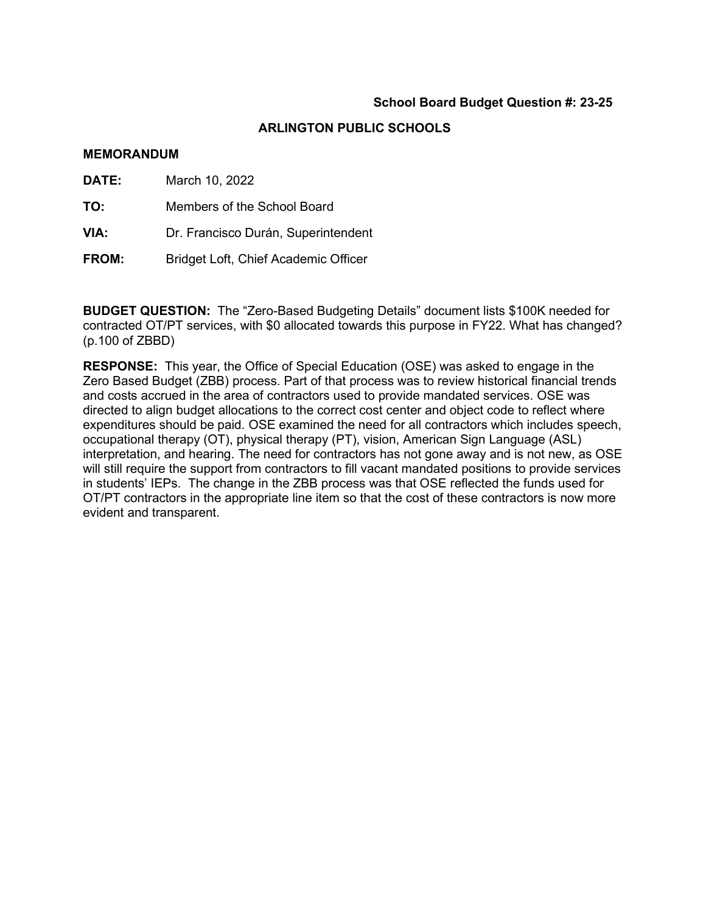**School Board Budget Question #: 23-25**

## ARLINGTON PUBLIC SCHOOLS

**MEMORANDUM**

**DATE:** March 10, 2022

**TO:** Members of the School Board

**VIA:** Dr. Francisco Durán, Superintendent

**FROM:** Bridget Loft, Chief Academic Officer

**BUDGET QUESTION:** The "Zero-Based Budgeting Details" document lists $100K needed for contracted OT/PT services, with $0 allocated towards this purpose in FY22. What has changed? (p.100 of ZBBD)

**RESPONSE:** This year, the Office of Special Education (OSE) was asked to engage in the Zero Based Budget (ZBB) process. Part of that process was to review historical financial trends and costs accrued in the area of contractors used to provide mandated services. OSE was directed to align budget allocations to the correct cost center and object code to reflect where expenditures should be paid. OSE examined the need for all contractors which includes speech, occupational therapy (OT), physical therapy (PT), vision, American Sign Language (ASL) interpretation, and hearing. The need for contractors has not gone away and is not new, as OSE will still require the support from contractors to fill vacant mandated positions to provide services in students' IEPs. The change in the ZBB process was that OSE reflected the funds used for OT/PT contractors in the appropriate line item so that the cost of these contractors is now more evident and transparent.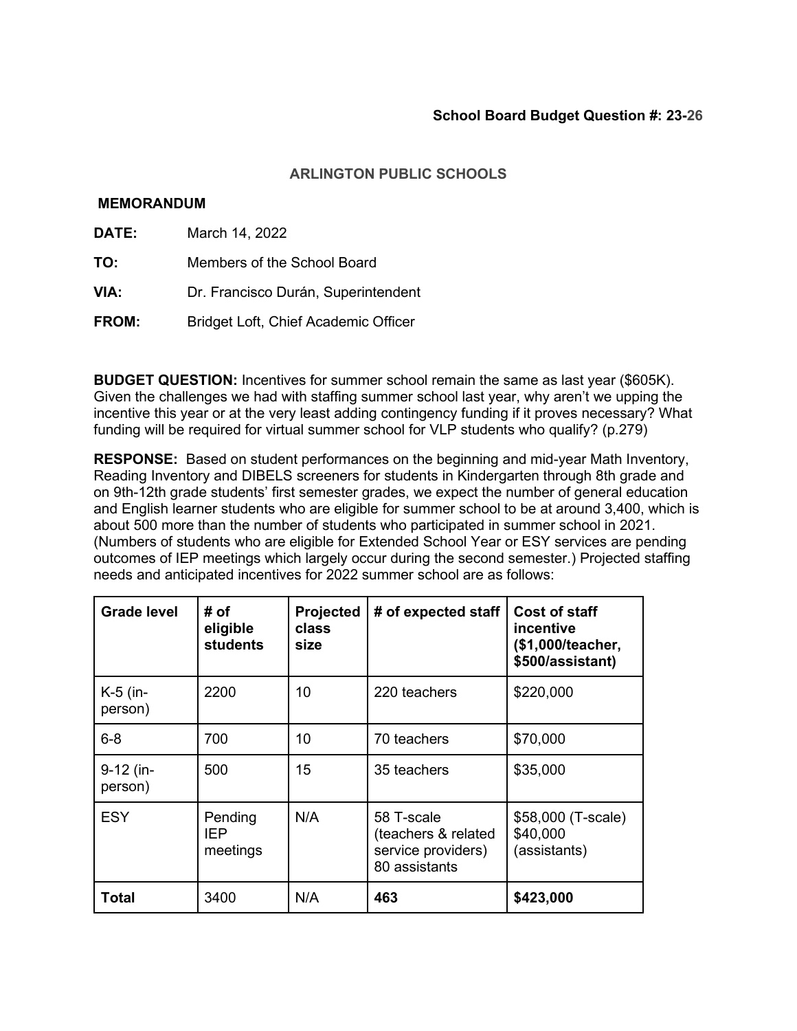**School Board Budget Question #: 23-26**

## ARLINGTON PUBLIC SCHOOLS

**MEMORANDUM**

**DATE:** March 14, 2022

**TO:** Members of the School Board

**VIA:** Dr. Francisco Durán, Superintendent

**FROM:** Bridget Loft, Chief Academic Officer

**BUDGET QUESTION:** Incentives for summer school remain the same as last year ($605K). Given the challenges we had with staffing summer school last year, why aren't we upping the incentive this year or at the very least adding contingency funding if it proves necessary? What funding will be required for virtual summer school for VLP students who qualify? (p.279)

**RESPONSE:** Based on student performances on the beginning and mid-year Math Inventory, Reading Inventory and DIBELS screeners for students in Kindergarten through 8th grade and on 9th-12th grade students' first semester grades, we expect the number of general education and English learner students who are eligible for summer school to be at around 3,400, which is about 500 more than the number of students who participated in summer school in 2021. (Numbers of students who are eligible for Extended School Year or ESY services are pending outcomes of IEP meetings which largely occur during the second semester.) Projected staffing needs and anticipated incentives for 2022 summer school are as follows:

| Grade level | # of eligible students | Projected class size | # of expected staff | Cost of staff incentive ($1,000/teacher, $500/assistant) |
|---|---|---|---|---|
| K-5 (in-person) | 2200 | 10 | 220 teachers | $220,000 |
| 6-8 | 700 | 10 | 70 teachers | $70,000 |
| 9-12 (in-person) | 500 | 15 | 35 teachers | $35,000 |
| ESY | Pending IEP meetings | N/A | 58 T-scale (teachers & related service providers) 80 assistants | $58,000 (T-scale) $40,000 (assistants) |
| **Total** | 3400 | N/A | **463** | **$423,000** |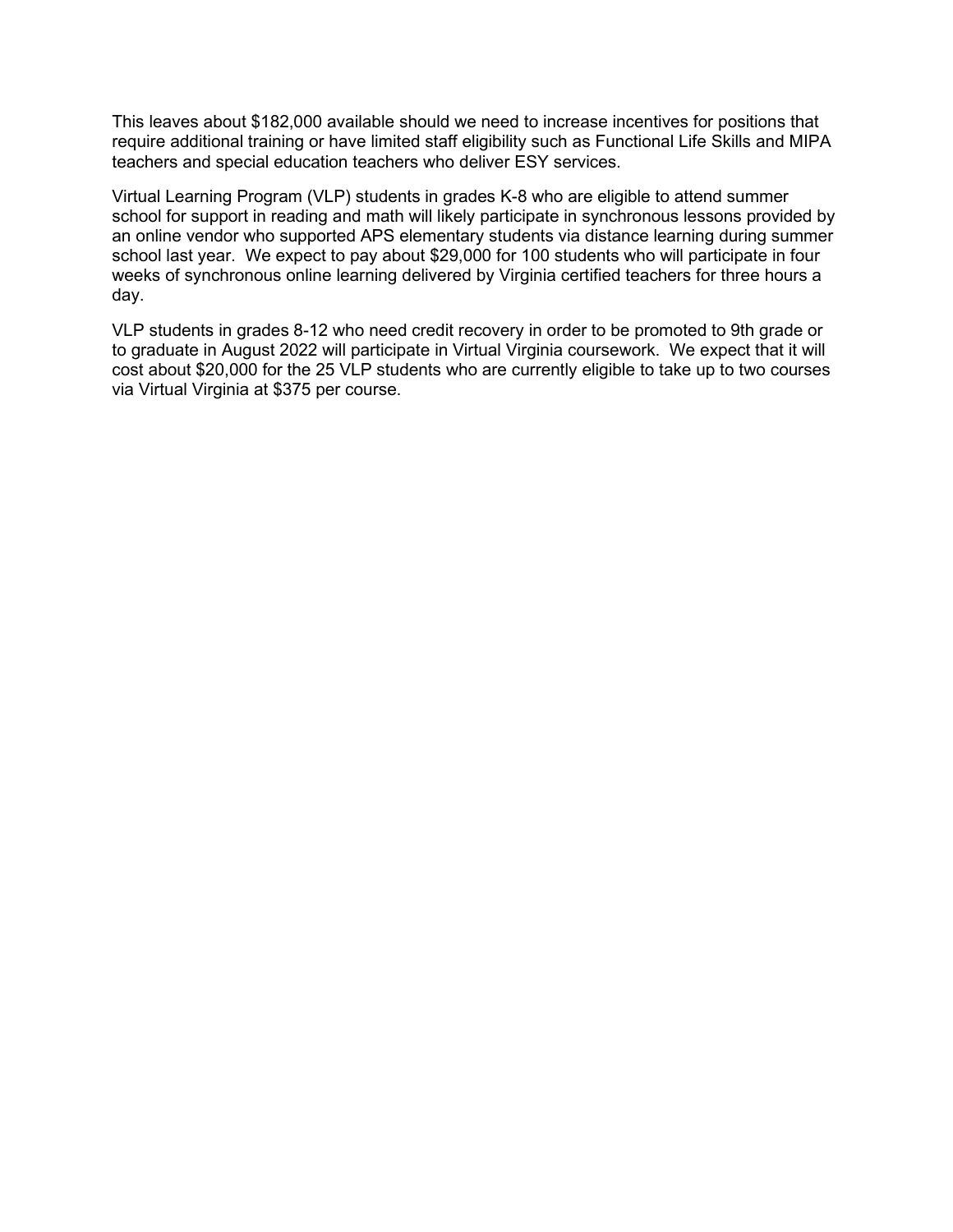This leaves about $182,000 available should we need to increase incentives for positions that require additional training or have limited staff eligibility such as Functional Life Skills and MIPA teachers and special education teachers who deliver ESY services.

Virtual Learning Program (VLP) students in grades K-8 who are eligible to attend summer school for support in reading and math will likely participate in synchronous lessons provided by an online vendor who supported APS elementary students via distance learning during summer school last year. We expect to pay about $29,000 for 100 students who will participate in four weeks of synchronous online learning delivered by Virginia certified teachers for three hours a day.

VLP students in grades 8-12 who need credit recovery in order to be promoted to 9th grade or to graduate in August 2022 will participate in Virtual Virginia coursework. We expect that it will cost about $20,000 for the 25 VLP students who are currently eligible to take up to two courses via Virtual Virginia at $375 per course.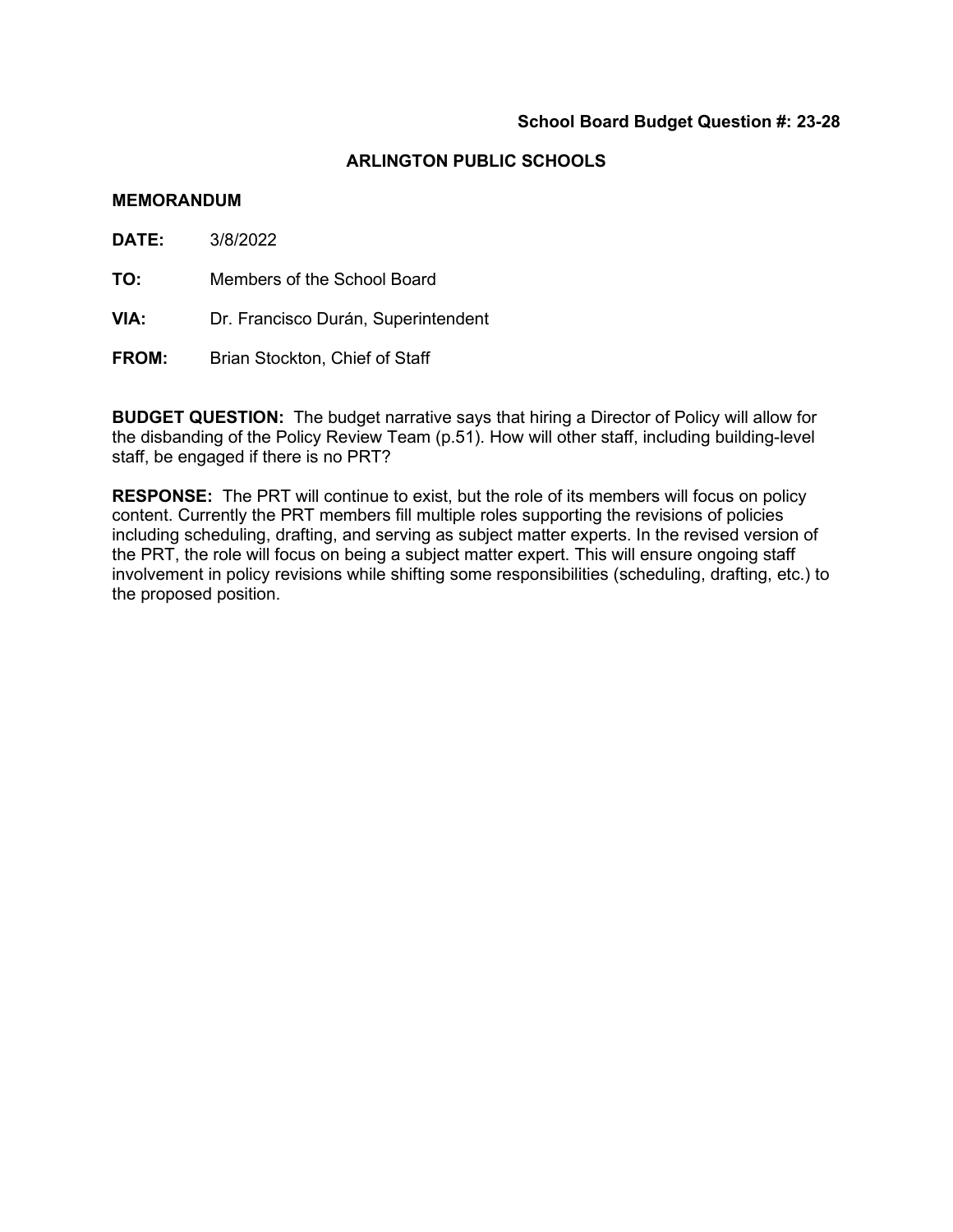**School Board Budget Question #: 23-28**

**ARLINGTON PUBLIC SCHOOLS**

**MEMORANDUM**

**DATE:** 3/8/2022

**TO:** Members of the School Board

**VIA:** Dr. Francisco Durán, Superintendent

**FROM:** Brian Stockton, Chief of Staff

**BUDGET QUESTION:** The budget narrative says that hiring a Director of Policy will allow for the disbanding of the Policy Review Team (p.51). How will other staff, including building-level staff, be engaged if there is no PRT?

**RESPONSE:** The PRT will continue to exist, but the role of its members will focus on policy content. Currently the PRT members fill multiple roles supporting the revisions of policies including scheduling, drafting, and serving as subject matter experts. In the revised version of the PRT, the role will focus on being a subject matter expert. This will ensure ongoing staff involvement in policy revisions while shifting some responsibilities (scheduling, drafting, etc.) to the proposed position.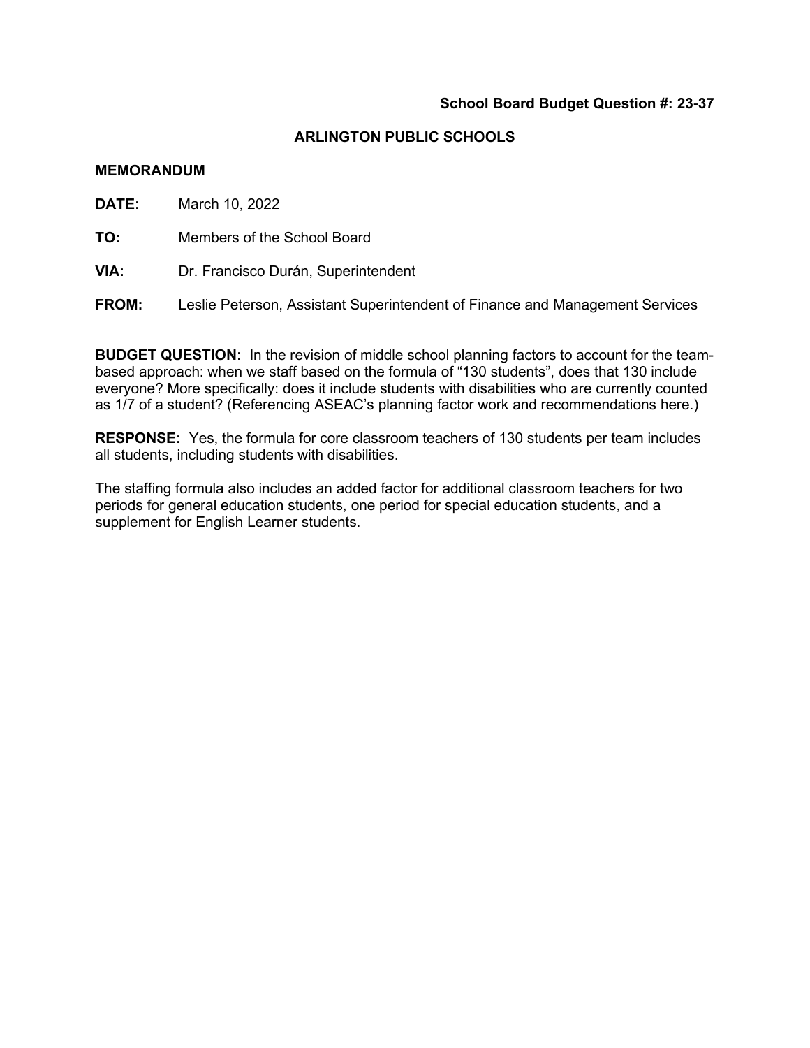**School Board Budget Question #: 23-37**

## ARLINGTON PUBLIC SCHOOLS

### MEMORANDUM

**DATE:** March 10, 2022

**TO:** Members of the School Board

**VIA:** Dr. Francisco Durán, Superintendent

**FROM:** Leslie Peterson, Assistant Superintendent of Finance and Management Services

**BUDGET QUESTION:** In the revision of middle school planning factors to account for the team-based approach: when we staff based on the formula of "130 students", does that 130 include everyone? More specifically: does it include students with disabilities who are currently counted as 1/7 of a student? (Referencing ASEAC's planning factor work and recommendations here.)

**RESPONSE:** Yes, the formula for core classroom teachers of 130 students per team includes all students, including students with disabilities.

The staffing formula also includes an added factor for additional classroom teachers for two periods for general education students, one period for special education students, and a supplement for English Learner students.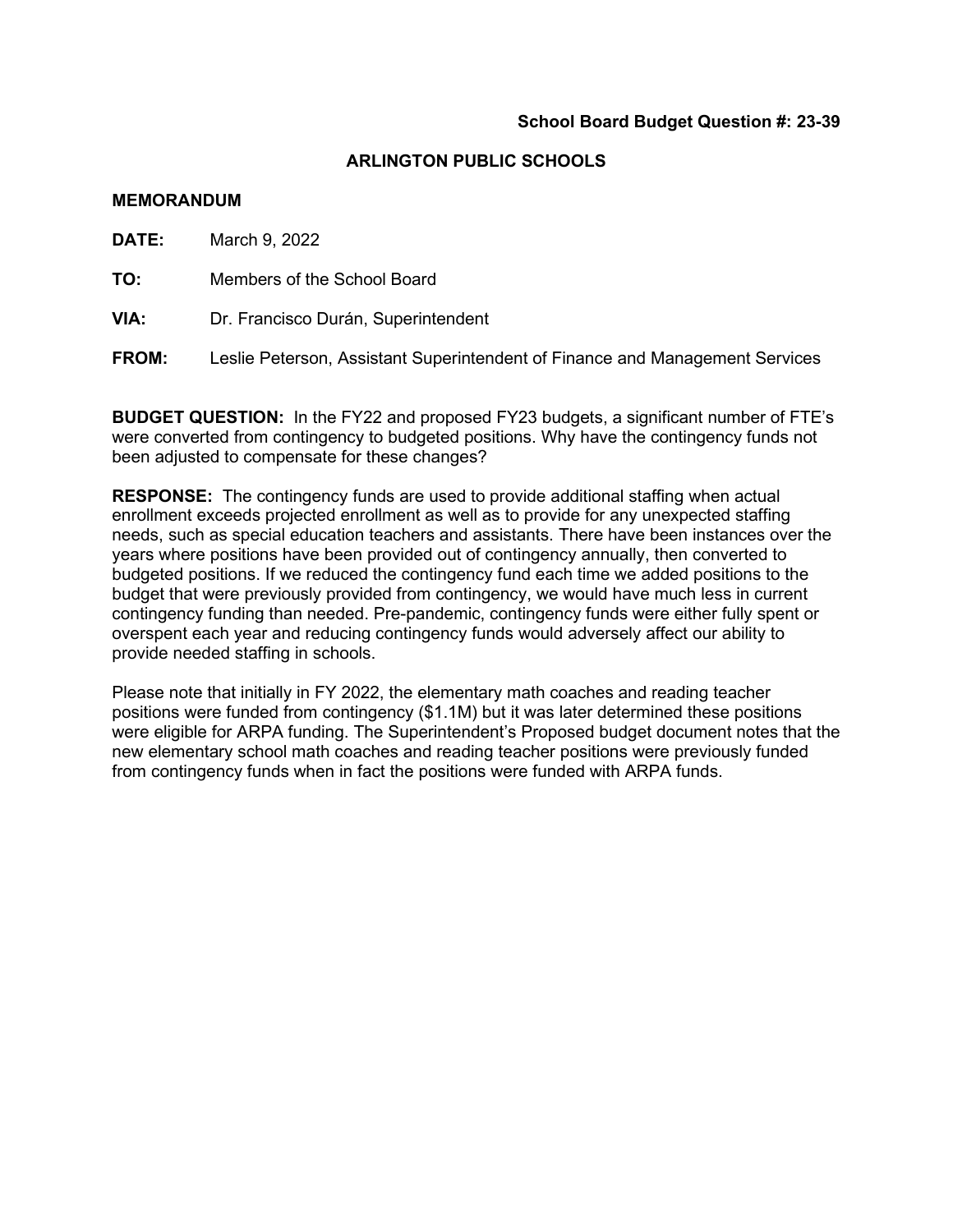**School Board Budget Question #: 23-39**

## ARLINGTON PUBLIC SCHOOLS

**MEMORANDUM**

**DATE:** March 9, 2022

**TO:** Members of the School Board

**VIA:** Dr. Francisco Durán, Superintendent

**FROM:** Leslie Peterson, Assistant Superintendent of Finance and Management Services

**BUDGET QUESTION:** In the FY22 and proposed FY23 budgets, a significant number of FTE's were converted from contingency to budgeted positions. Why have the contingency funds not been adjusted to compensate for these changes?

**RESPONSE:** The contingency funds are used to provide additional staffing when actual enrollment exceeds projected enrollment as well as to provide for any unexpected staffing needs, such as special education teachers and assistants. There have been instances over the years where positions have been provided out of contingency annually, then converted to budgeted positions. If we reduced the contingency fund each time we added positions to the budget that were previously provided from contingency, we would have much less in current contingency funding than needed. Pre-pandemic, contingency funds were either fully spent or overspent each year and reducing contingency funds would adversely affect our ability to provide needed staffing in schools.

Please note that initially in FY 2022, the elementary math coaches and reading teacher positions were funded from contingency ($1.1M) but it was later determined these positions were eligible for ARPA funding. The Superintendent's Proposed budget document notes that the new elementary school math coaches and reading teacher positions were previously funded from contingency funds when in fact the positions were funded with ARPA funds.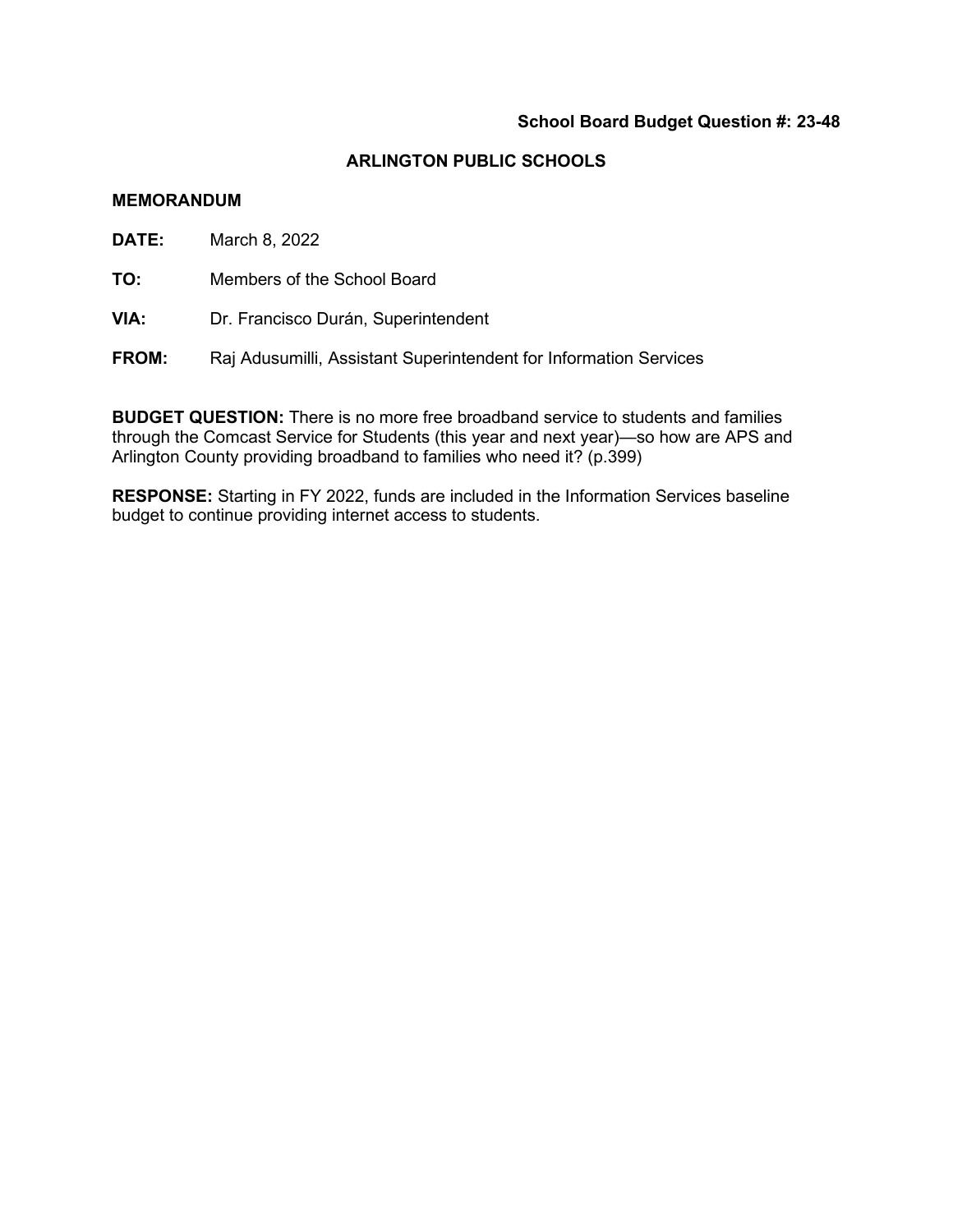**School Board Budget Question #: 23-48**

## ARLINGTON PUBLIC SCHOOLS

**MEMORANDUM**

**DATE:** March 8, 2022

**TO:** Members of the School Board

**VIA:** Dr. Francisco Durán, Superintendent

**FROM:** Raj Adusumilli, Assistant Superintendent for Information Services

**BUDGET QUESTION:** There is no more free broadband service to students and families through the Comcast Service for Students (this year and next year)—so how are APS and Arlington County providing broadband to families who need it? (p.399)

**RESPONSE:** Starting in FY 2022, funds are included in the Information Services baseline budget to continue providing internet access to students.